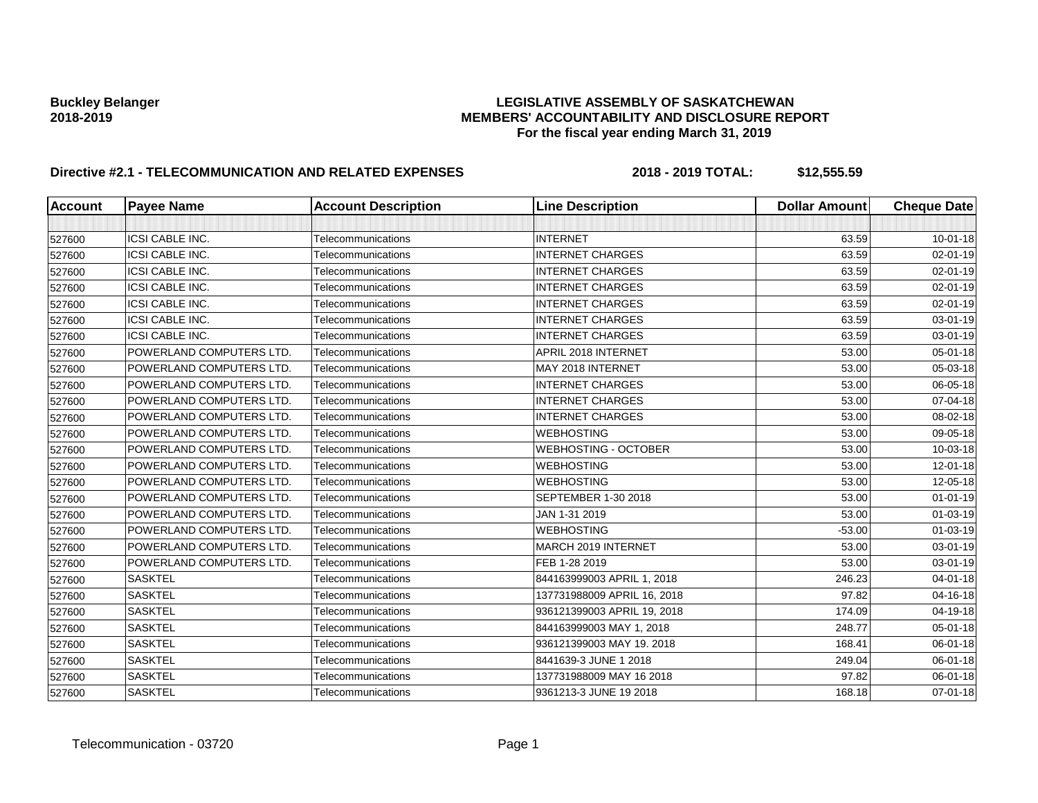**Buckley Belanger**
**2018-2019**

# LEGISLATIVE ASSEMBLY OF SASKATCHEWAN
## MEMBERS' ACCOUNTABILITY AND DISCLOSURE REPORT
### For the fiscal year ending March 31, 2019

**Directive #2.1 - TELECOMMUNICATION AND RELATED EXPENSES** **2018 - 2019 TOTAL: $12,555.59**

| Account | Payee Name | Account Description | Line Description | Dollar Amount | Cheque Date |
|---|---|---|---|---|---|
| | | | | | |
| 527600 | ICSI CABLE INC. | Telecommunications | INTERNET | 63.59 | 10-01-18 |
| 527600 | ICSI CABLE INC. | Telecommunications | INTERNET CHARGES | 63.59 | 02-01-19 |
| 527600 | ICSI CABLE INC. | Telecommunications | INTERNET CHARGES | 63.59 | 02-01-19 |
| 527600 | ICSI CABLE INC. | Telecommunications | INTERNET CHARGES | 63.59 | 02-01-19 |
| 527600 | ICSI CABLE INC. | Telecommunications | INTERNET CHARGES | 63.59 | 02-01-19 |
| 527600 | ICSI CABLE INC. | Telecommunications | INTERNET CHARGES | 63.59 | 03-01-19 |
| 527600 | ICSI CABLE INC. | Telecommunications | INTERNET CHARGES | 63.59 | 03-01-19 |
| 527600 | POWERLAND COMPUTERS LTD. | Telecommunications | APRIL 2018 INTERNET | 53.00 | 05-01-18 |
| 527600 | POWERLAND COMPUTERS LTD. | Telecommunications | MAY 2018 INTERNET | 53.00 | 05-03-18 |
| 527600 | POWERLAND COMPUTERS LTD. | Telecommunications | INTERNET CHARGES | 53.00 | 06-05-18 |
| 527600 | POWERLAND COMPUTERS LTD. | Telecommunications | INTERNET CHARGES | 53.00 | 07-04-18 |
| 527600 | POWERLAND COMPUTERS LTD. | Telecommunications | INTERNET CHARGES | 53.00 | 08-02-18 |
| 527600 | POWERLAND COMPUTERS LTD. | Telecommunications | WEBHOSTING | 53.00 | 09-05-18 |
| 527600 | POWERLAND COMPUTERS LTD. | Telecommunications | WEBHOSTING - OCTOBER | 53.00 | 10-03-18 |
| 527600 | POWERLAND COMPUTERS LTD. | Telecommunications | WEBHOSTING | 53.00 | 12-01-18 |
| 527600 | POWERLAND COMPUTERS LTD. | Telecommunications | WEBHOSTING | 53.00 | 12-05-18 |
| 527600 | POWERLAND COMPUTERS LTD. | Telecommunications | SEPTEMBER 1-30 2018 | 53.00 | 01-01-19 |
| 527600 | POWERLAND COMPUTERS LTD. | Telecommunications | JAN 1-31 2019 | 53.00 | 01-03-19 |
| 527600 | POWERLAND COMPUTERS LTD. | Telecommunications | WEBHOSTING | -53.00 | 01-03-19 |
| 527600 | POWERLAND COMPUTERS LTD. | Telecommunications | MARCH 2019 INTERNET | 53.00 | 03-01-19 |
| 527600 | POWERLAND COMPUTERS LTD. | Telecommunications | FEB 1-28 2019 | 53.00 | 03-01-19 |
| 527600 | SASKTEL | Telecommunications | 844163999003 APRIL 1, 2018 | 246.23 | 04-01-18 |
| 527600 | SASKTEL | Telecommunications | 137731988009 APRIL 16, 2018 | 97.82 | 04-16-18 |
| 527600 | SASKTEL | Telecommunications | 936121399003 APRIL 19, 2018 | 174.09 | 04-19-18 |
| 527600 | SASKTEL | Telecommunications | 844163999003 MAY 1, 2018 | 248.77 | 05-01-18 |
| 527600 | SASKTEL | Telecommunications | 936121399003 MAY 19. 2018 | 168.41 | 06-01-18 |
| 527600 | SASKTEL | Telecommunications | 8441639-3 JUNE 1 2018 | 249.04 | 06-01-18 |
| 527600 | SASKTEL | Telecommunications | 137731988009 MAY 16 2018 | 97.82 | 06-01-18 |
| 527600 | SASKTEL | Telecommunications | 9361213-3 JUNE 19 2018 | 168.18 | 07-01-18 |

Telecommunication - 03720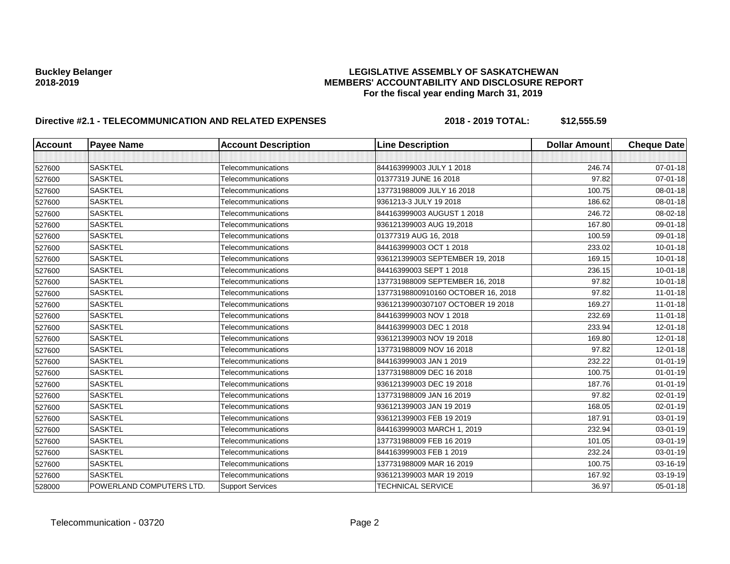**Buckley Belanger**
**2018-2019**

**LEGISLATIVE ASSEMBLY OF SASKATCHEWAN**
**MEMBERS' ACCOUNTABILITY AND DISCLOSURE REPORT**
**For the fiscal year ending March 31, 2019**

**Directive #2.1 - TELECOMMUNICATION AND RELATED EXPENSES** **2018 - 2019 TOTAL: $12,555.59**

| Account | Payee Name | Account Description | Line Description | Dollar Amount | Cheque Date |
|---|---|---|---|---|---|
| | | | | | |
| 527600 | SASKTEL | Telecommunications | 844163999003 JULY 1 2018 | 246.74 | 07-01-18 |
| 527600 | SASKTEL | Telecommunications | 01377319 JUNE 16 2018 | 97.82 | 07-01-18 |
| 527600 | SASKTEL | Telecommunications | 137731988009 JULY 16 2018 | 100.75 | 08-01-18 |
| 527600 | SASKTEL | Telecommunications | 9361213-3 JULY 19 2018 | 186.62 | 08-01-18 |
| 527600 | SASKTEL | Telecommunications | 844163999003 AUGUST 1 2018 | 246.72 | 08-02-18 |
| 527600 | SASKTEL | Telecommunications | 936121399003 AUG 19,2018 | 167.80 | 09-01-18 |
| 527600 | SASKTEL | Telecommunications | 01377319 AUG 16, 2018 | 100.59 | 09-01-18 |
| 527600 | SASKTEL | Telecommunications | 844163999003 OCT 1 2018 | 233.02 | 10-01-18 |
| 527600 | SASKTEL | Telecommunications | 936121399003 SEPTEMBER 19, 2018 | 169.15 | 10-01-18 |
| 527600 | SASKTEL | Telecommunications | 84416399003 SEPT 1 2018 | 236.15 | 10-01-18 |
| 527600 | SASKTEL | Telecommunications | 137731988009 SEPTEMBER 16, 2018 | 97.82 | 10-01-18 |
| 527600 | SASKTEL | Telecommunications | 13773198800910160 OCTOBER 16, 2018 | 97.82 | 11-01-18 |
| 527600 | SASKTEL | Telecommunications | 93612139900307107 OCTOBER 19 2018 | 169.27 | 11-01-18 |
| 527600 | SASKTEL | Telecommunications | 844163999003 NOV 1 2018 | 232.69 | 11-01-18 |
| 527600 | SASKTEL | Telecommunications | 844163999003 DEC 1 2018 | 233.94 | 12-01-18 |
| 527600 | SASKTEL | Telecommunications | 936121399003 NOV 19 2018 | 169.80 | 12-01-18 |
| 527600 | SASKTEL | Telecommunications | 137731988009 NOV 16 2018 | 97.82 | 12-01-18 |
| 527600 | SASKTEL | Telecommunications | 844163999003 JAN 1 2019 | 232.22 | 01-01-19 |
| 527600 | SASKTEL | Telecommunications | 137731988009 DEC 16 2018 | 100.75 | 01-01-19 |
| 527600 | SASKTEL | Telecommunications | 936121399003 DEC 19 2018 | 187.76 | 01-01-19 |
| 527600 | SASKTEL | Telecommunications | 137731988009 JAN 16 2019 | 97.82 | 02-01-19 |
| 527600 | SASKTEL | Telecommunications | 936121399003 JAN 19 2019 | 168.05 | 02-01-19 |
| 527600 | SASKTEL | Telecommunications | 936121399003 FEB 19 2019 | 187.91 | 03-01-19 |
| 527600 | SASKTEL | Telecommunications | 844163999003 MARCH 1, 2019 | 232.94 | 03-01-19 |
| 527600 | SASKTEL | Telecommunications | 137731988009 FEB 16 2019 | 101.05 | 03-01-19 |
| 527600 | SASKTEL | Telecommunications | 844163999003 FEB 1 2019 | 232.24 | 03-01-19 |
| 527600 | SASKTEL | Telecommunications | 137731988009 MAR 16 2019 | 100.75 | 03-16-19 |
| 527600 | SASKTEL | Telecommunications | 936121399003 MAR 19 2019 | 167.92 | 03-19-19 |
| 528000 | POWERLAND COMPUTERS LTD. | Support Services | TECHNICAL SERVICE | 36.97 | 05-01-18 |

Telecommunication - 03720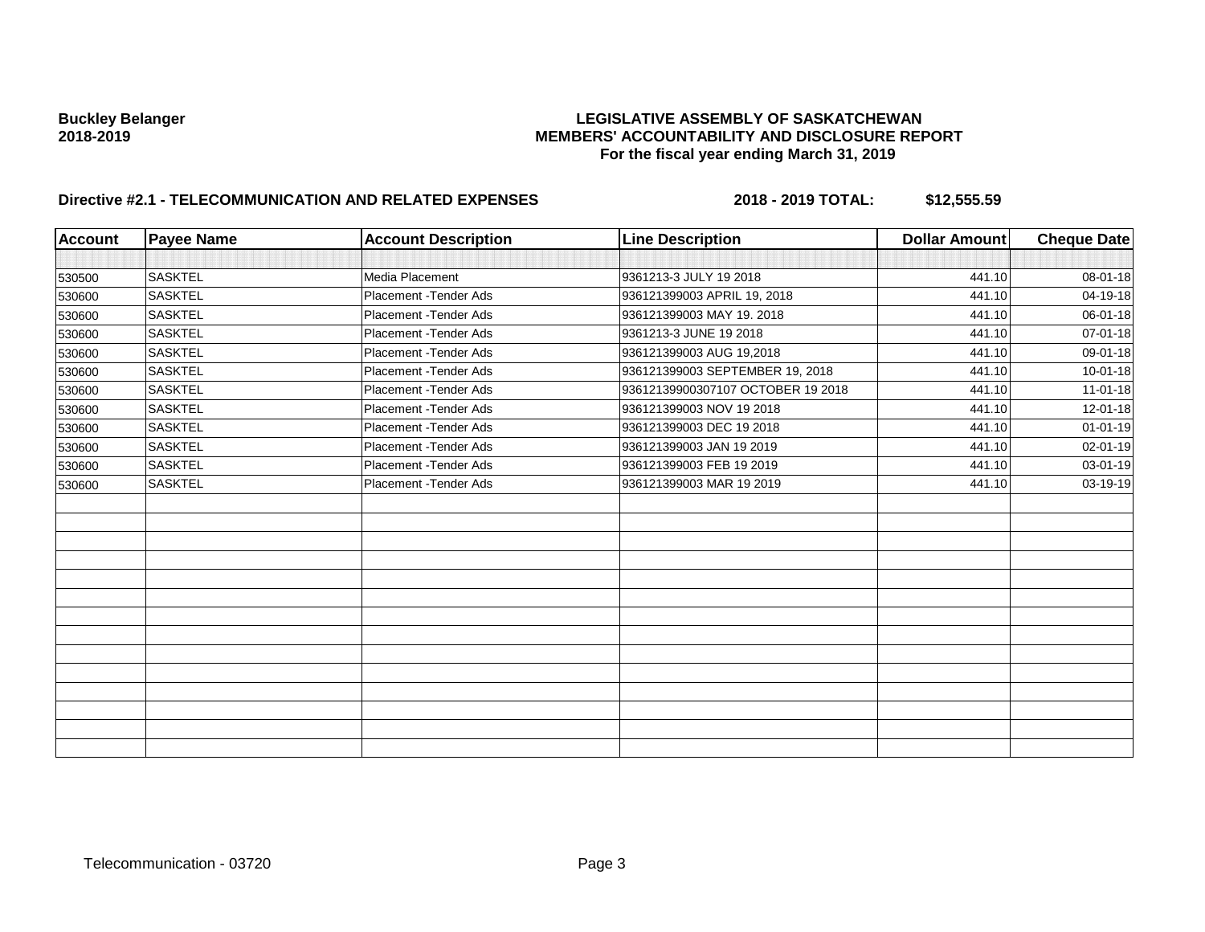**Buckley Belanger**
**2018-2019**

**LEGISLATIVE ASSEMBLY OF SASKATCHEWAN**
**MEMBERS' ACCOUNTABILITY AND DISCLOSURE REPORT**
**For the fiscal year ending March 31, 2019**

**Directive #2.1 - TELECOMMUNICATION AND RELATED EXPENSES** **2018 - 2019 TOTAL: $12,555.59**

| Account | Payee Name | Account Description | Line Description | Dollar Amount | Cheque Date |
|---|---|---|---|---|---|
| | | | | | |
| 530500 | SASKTEL | Media Placement | 9361213-3 JULY 19 2018 | 441.10 | 08-01-18 |
| 530600 | SASKTEL | Placement -Tender Ads | 936121399003 APRIL 19, 2018 | 441.10 | 04-19-18 |
| 530600 | SASKTEL | Placement -Tender Ads | 936121399003 MAY 19. 2018 | 441.10 | 06-01-18 |
| 530600 | SASKTEL | Placement -Tender Ads | 9361213-3 JUNE 19 2018 | 441.10 | 07-01-18 |
| 530600 | SASKTEL | Placement -Tender Ads | 936121399003 AUG 19,2018 | 441.10 | 09-01-18 |
| 530600 | SASKTEL | Placement -Tender Ads | 936121399003 SEPTEMBER 19, 2018 | 441.10 | 10-01-18 |
| 530600 | SASKTEL | Placement -Tender Ads | 93612139900307107 OCTOBER 19 2018 | 441.10 | 11-01-18 |
| 530600 | SASKTEL | Placement -Tender Ads | 936121399003 NOV 19 2018 | 441.10 | 12-01-18 |
| 530600 | SASKTEL | Placement -Tender Ads | 936121399003 DEC 19 2018 | 441.10 | 01-01-19 |
| 530600 | SASKTEL | Placement -Tender Ads | 936121399003 JAN 19 2019 | 441.10 | 02-01-19 |
| 530600 | SASKTEL | Placement -Tender Ads | 936121399003 FEB 19 2019 | 441.10 | 03-01-19 |
| 530600 | SASKTEL | Placement -Tender Ads | 936121399003 MAR 19 2019 | 441.10 | 03-19-19 |

Telecommunication - 03720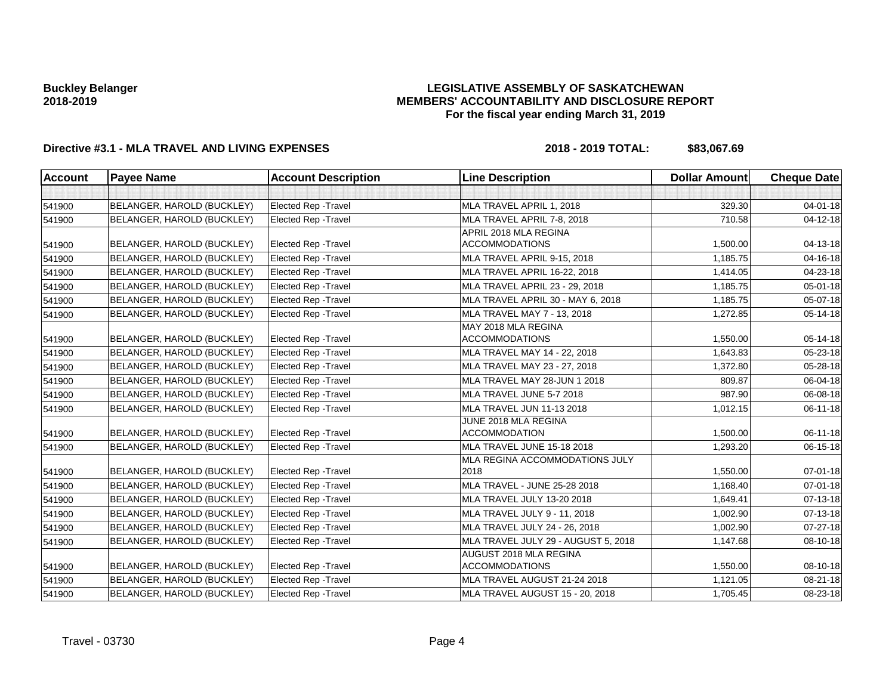**Buckley Belanger**
**2018-2019**

# LEGISLATIVE ASSEMBLY OF SASKATCHEWAN
## MEMBERS' ACCOUNTABILITY AND DISCLOSURE REPORT
### For the fiscal year ending March 31, 2019

**Directive #3.1 - MLA TRAVEL AND LIVING EXPENSES** **2018 - 2019 TOTAL: $83,067.69**

| Account | Payee Name | Account Description | Line Description | Dollar Amount | Cheque Date |
|---|---|---|---|---|---|
| | | | | | |
| 541900 | BELANGER, HAROLD (BUCKLEY) | Elected Rep -Travel | MLA TRAVEL APRIL 1, 2018 | 329.30 | 04-01-18 |
| 541900 | BELANGER, HAROLD (BUCKLEY) | Elected Rep -Travel | MLA TRAVEL APRIL 7-8, 2018 | 710.58 | 04-12-18 |
| 541900 | BELANGER, HAROLD (BUCKLEY) | Elected Rep -Travel | APRIL 2018 MLA REGINA ACCOMMODATIONS | 1,500.00 | 04-13-18 |
| 541900 | BELANGER, HAROLD (BUCKLEY) | Elected Rep -Travel | MLA TRAVEL APRIL 9-15, 2018 | 1,185.75 | 04-16-18 |
| 541900 | BELANGER, HAROLD (BUCKLEY) | Elected Rep -Travel | MLA TRAVEL APRIL 16-22, 2018 | 1,414.05 | 04-23-18 |
| 541900 | BELANGER, HAROLD (BUCKLEY) | Elected Rep -Travel | MLA TRAVEL APRIL 23 - 29, 2018 | 1,185.75 | 05-01-18 |
| 541900 | BELANGER, HAROLD (BUCKLEY) | Elected Rep -Travel | MLA TRAVEL APRIL 30 - MAY 6, 2018 | 1,185.75 | 05-07-18 |
| 541900 | BELANGER, HAROLD (BUCKLEY) | Elected Rep -Travel | MLA TRAVEL MAY 7 - 13, 2018 | 1,272.85 | 05-14-18 |
| 541900 | BELANGER, HAROLD (BUCKLEY) | Elected Rep -Travel | MAY 2018 MLA REGINA ACCOMMODATIONS | 1,550.00 | 05-14-18 |
| 541900 | BELANGER, HAROLD (BUCKLEY) | Elected Rep -Travel | MLA TRAVEL MAY 14 - 22, 2018 | 1,643.83 | 05-23-18 |
| 541900 | BELANGER, HAROLD (BUCKLEY) | Elected Rep -Travel | MLA TRAVEL MAY 23 - 27, 2018 | 1,372.80 | 05-28-18 |
| 541900 | BELANGER, HAROLD (BUCKLEY) | Elected Rep -Travel | MLA TRAVEL MAY 28-JUN 1 2018 | 809.87 | 06-04-18 |
| 541900 | BELANGER, HAROLD (BUCKLEY) | Elected Rep -Travel | MLA TRAVEL JUNE 5-7 2018 | 987.90 | 06-08-18 |
| 541900 | BELANGER, HAROLD (BUCKLEY) | Elected Rep -Travel | MLA TRAVEL JUN 11-13 2018 | 1,012.15 | 06-11-18 |
| 541900 | BELANGER, HAROLD (BUCKLEY) | Elected Rep -Travel | JUNE 2018 MLA REGINA ACCOMMODATION | 1,500.00 | 06-11-18 |
| 541900 | BELANGER, HAROLD (BUCKLEY) | Elected Rep -Travel | MLA TRAVEL JUNE 15-18 2018 | 1,293.20 | 06-15-18 |
| 541900 | BELANGER, HAROLD (BUCKLEY) | Elected Rep -Travel | MLA REGINA ACCOMMODATIONS JULY 2018 | 1,550.00 | 07-01-18 |
| 541900 | BELANGER, HAROLD (BUCKLEY) | Elected Rep -Travel | MLA TRAVEL - JUNE 25-28 2018 | 1,168.40 | 07-01-18 |
| 541900 | BELANGER, HAROLD (BUCKLEY) | Elected Rep -Travel | MLA TRAVEL JULY 13-20 2018 | 1,649.41 | 07-13-18 |
| 541900 | BELANGER, HAROLD (BUCKLEY) | Elected Rep -Travel | MLA TRAVEL JULY 9 - 11, 2018 | 1,002.90 | 07-13-18 |
| 541900 | BELANGER, HAROLD (BUCKLEY) | Elected Rep -Travel | MLA TRAVEL JULY 24 - 26, 2018 | 1,002.90 | 07-27-18 |
| 541900 | BELANGER, HAROLD (BUCKLEY) | Elected Rep -Travel | MLA TRAVEL JULY 29 - AUGUST 5, 2018 | 1,147.68 | 08-10-18 |
| 541900 | BELANGER, HAROLD (BUCKLEY) | Elected Rep -Travel | AUGUST 2018 MLA REGINA ACCOMMODATIONS | 1,550.00 | 08-10-18 |
| 541900 | BELANGER, HAROLD (BUCKLEY) | Elected Rep -Travel | MLA TRAVEL AUGUST 21-24 2018 | 1,121.05 | 08-21-18 |
| 541900 | BELANGER, HAROLD (BUCKLEY) | Elected Rep -Travel | MLA TRAVEL AUGUST 15 - 20, 2018 | 1,705.45 | 08-23-18 |

Travel - 03730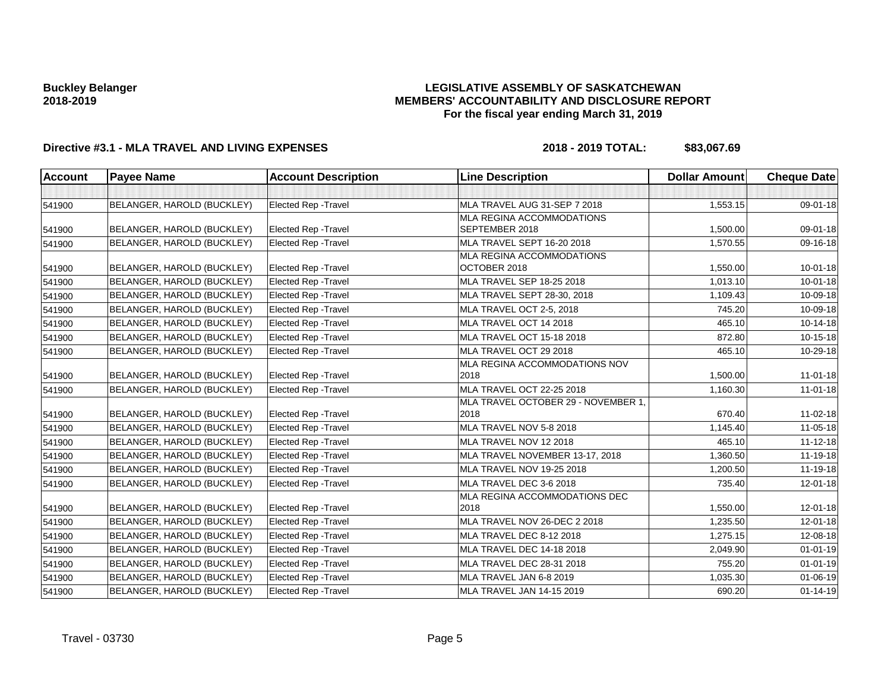**Buckley Belanger**
**2018-2019**

# LEGISLATIVE ASSEMBLY OF SASKATCHEWAN
## MEMBERS' ACCOUNTABILITY AND DISCLOSURE REPORT
### For the fiscal year ending March 31, 2019

**Directive #3.1 - MLA TRAVEL AND LIVING EXPENSES** **2018 - 2019 TOTAL: $83,067.69**

| Account | Payee Name | Account Description | Line Description | Dollar Amount | Cheque Date |
|---|---|---|---|---|---|
| | | | | | |
| 541900 | BELANGER, HAROLD (BUCKLEY) | Elected Rep -Travel | MLA TRAVEL AUG 31-SEP 7 2018 | 1,553.15 | 09-01-18 |
| 541900 | BELANGER, HAROLD (BUCKLEY) | Elected Rep -Travel | MLA REGINA ACCOMMODATIONS SEPTEMBER 2018 | 1,500.00 | 09-01-18 |
| 541900 | BELANGER, HAROLD (BUCKLEY) | Elected Rep -Travel | MLA TRAVEL SEPT 16-20 2018 | 1,570.55 | 09-16-18 |
| 541900 | BELANGER, HAROLD (BUCKLEY) | Elected Rep -Travel | MLA REGINA ACCOMMODATIONS OCTOBER 2018 | 1,550.00 | 10-01-18 |
| 541900 | BELANGER, HAROLD (BUCKLEY) | Elected Rep -Travel | MLA TRAVEL SEP 18-25 2018 | 1,013.10 | 10-01-18 |
| 541900 | BELANGER, HAROLD (BUCKLEY) | Elected Rep -Travel | MLA TRAVEL SEPT 28-30, 2018 | 1,109.43 | 10-09-18 |
| 541900 | BELANGER, HAROLD (BUCKLEY) | Elected Rep -Travel | MLA TRAVEL OCT 2-5, 2018 | 745.20 | 10-09-18 |
| 541900 | BELANGER, HAROLD (BUCKLEY) | Elected Rep -Travel | MLA TRAVEL OCT 14 2018 | 465.10 | 10-14-18 |
| 541900 | BELANGER, HAROLD (BUCKLEY) | Elected Rep -Travel | MLA TRAVEL OCT 15-18 2018 | 872.80 | 10-15-18 |
| 541900 | BELANGER, HAROLD (BUCKLEY) | Elected Rep -Travel | MLA TRAVEL OCT 29 2018 | 465.10 | 10-29-18 |
| 541900 | BELANGER, HAROLD (BUCKLEY) | Elected Rep -Travel | MLA REGINA ACCOMMODATIONS NOV 2018 | 1,500.00 | 11-01-18 |
| 541900 | BELANGER, HAROLD (BUCKLEY) | Elected Rep -Travel | MLA TRAVEL OCT 22-25 2018 | 1,160.30 | 11-01-18 |
| 541900 | BELANGER, HAROLD (BUCKLEY) | Elected Rep -Travel | MLA TRAVEL OCTOBER 29 - NOVEMBER 1, 2018 | 670.40 | 11-02-18 |
| 541900 | BELANGER, HAROLD (BUCKLEY) | Elected Rep -Travel | MLA TRAVEL NOV 5-8 2018 | 1,145.40 | 11-05-18 |
| 541900 | BELANGER, HAROLD (BUCKLEY) | Elected Rep -Travel | MLA TRAVEL NOV 12 2018 | 465.10 | 11-12-18 |
| 541900 | BELANGER, HAROLD (BUCKLEY) | Elected Rep -Travel | MLA TRAVEL NOVEMBER 13-17, 2018 | 1,360.50 | 11-19-18 |
| 541900 | BELANGER, HAROLD (BUCKLEY) | Elected Rep -Travel | MLA TRAVEL NOV 19-25 2018 | 1,200.50 | 11-19-18 |
| 541900 | BELANGER, HAROLD (BUCKLEY) | Elected Rep -Travel | MLA TRAVEL DEC 3-6 2018 | 735.40 | 12-01-18 |
| 541900 | BELANGER, HAROLD (BUCKLEY) | Elected Rep -Travel | MLA REGINA ACCOMMODATIONS DEC 2018 | 1,550.00 | 12-01-18 |
| 541900 | BELANGER, HAROLD (BUCKLEY) | Elected Rep -Travel | MLA TRAVEL NOV 26-DEC 2 2018 | 1,235.50 | 12-01-18 |
| 541900 | BELANGER, HAROLD (BUCKLEY) | Elected Rep -Travel | MLA TRAVEL DEC 8-12 2018 | 1,275.15 | 12-08-18 |
| 541900 | BELANGER, HAROLD (BUCKLEY) | Elected Rep -Travel | MLA TRAVEL DEC 14-18 2018 | 2,049.90 | 01-01-19 |
| 541900 | BELANGER, HAROLD (BUCKLEY) | Elected Rep -Travel | MLA TRAVEL DEC 28-31 2018 | 755.20 | 01-01-19 |
| 541900 | BELANGER, HAROLD (BUCKLEY) | Elected Rep -Travel | MLA TRAVEL JAN 6-8 2019 | 1,035.30 | 01-06-19 |
| 541900 | BELANGER, HAROLD (BUCKLEY) | Elected Rep -Travel | MLA TRAVEL JAN 14-15 2019 | 690.20 | 01-14-19 |

Travel - 03730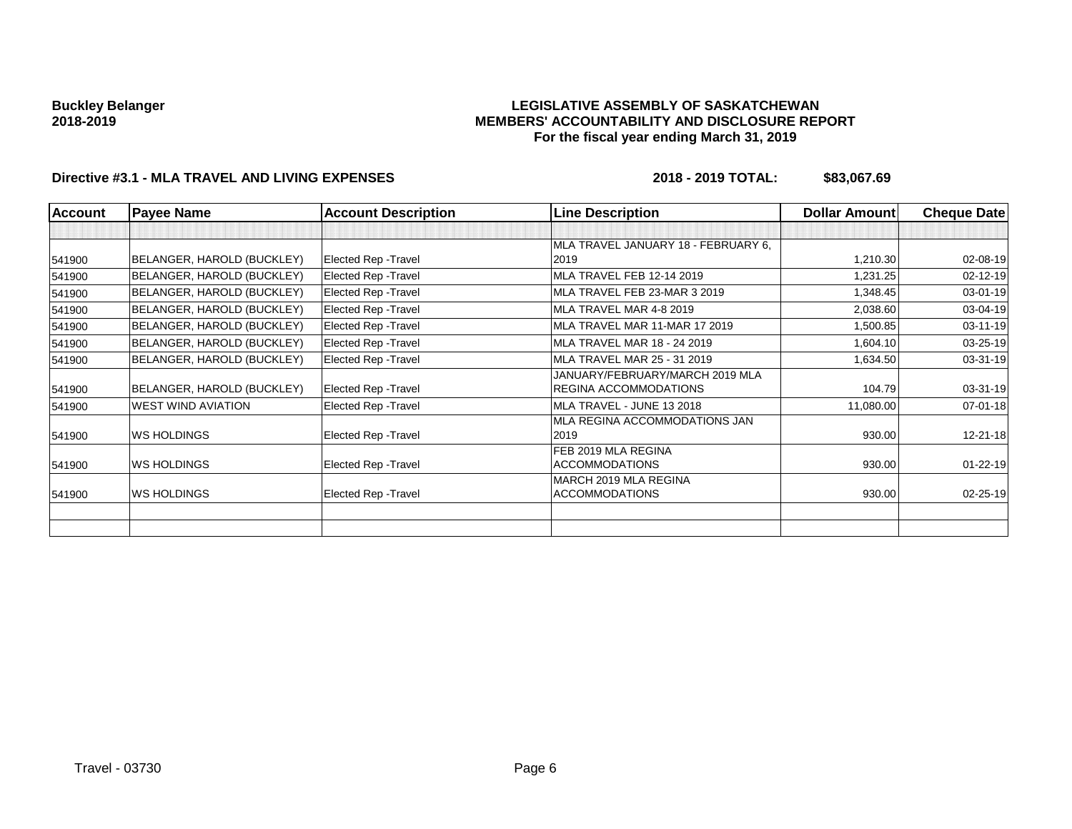**Buckley Belanger**
**2018-2019**

# LEGISLATIVE ASSEMBLY OF SASKATCHEWAN
## MEMBERS' ACCOUNTABILITY AND DISCLOSURE REPORT
### For the fiscal year ending March 31, 2019

**Directive #3.1 - MLA TRAVEL AND LIVING EXPENSES** **2018 - 2019 TOTAL: $83,067.69**

| Account | Payee Name | Account Description | Line Description | Dollar Amount | Cheque Date |
|---|---|---|---|---|---|
| | | | | | |
| 541900 | BELANGER, HAROLD (BUCKLEY) | Elected Rep -Travel | MLA TRAVEL JANUARY 18 - FEBRUARY 6, 2019 | 1,210.30 | 02-08-19 |
| 541900 | BELANGER, HAROLD (BUCKLEY) | Elected Rep -Travel | MLA TRAVEL FEB 12-14 2019 | 1,231.25 | 02-12-19 |
| 541900 | BELANGER, HAROLD (BUCKLEY) | Elected Rep -Travel | MLA TRAVEL FEB 23-MAR 3 2019 | 1,348.45 | 03-01-19 |
| 541900 | BELANGER, HAROLD (BUCKLEY) | Elected Rep -Travel | MLA TRAVEL MAR 4-8 2019 | 2,038.60 | 03-04-19 |
| 541900 | BELANGER, HAROLD (BUCKLEY) | Elected Rep -Travel | MLA TRAVEL MAR 11-MAR 17 2019 | 1,500.85 | 03-11-19 |
| 541900 | BELANGER, HAROLD (BUCKLEY) | Elected Rep -Travel | MLA TRAVEL MAR 18 - 24 2019 | 1,604.10 | 03-25-19 |
| 541900 | BELANGER, HAROLD (BUCKLEY) | Elected Rep -Travel | MLA TRAVEL MAR 25 - 31 2019 | 1,634.50 | 03-31-19 |
| 541900 | BELANGER, HAROLD (BUCKLEY) | Elected Rep -Travel | JANUARY/FEBRUARY/MARCH 2019 MLA REGINA ACCOMMODATIONS | 104.79 | 03-31-19 |
| 541900 | WEST WIND AVIATION | Elected Rep -Travel | MLA TRAVEL - JUNE 13 2018 | 11,080.00 | 07-01-18 |
| 541900 | WS HOLDINGS | Elected Rep -Travel | MLA REGINA ACCOMMODATIONS JAN 2019 | 930.00 | 12-21-18 |
| 541900 | WS HOLDINGS | Elected Rep -Travel | FEB 2019 MLA REGINA ACCOMMODATIONS | 930.00 | 01-22-19 |
| 541900 | WS HOLDINGS | Elected Rep -Travel | MARCH 2019 MLA REGINA ACCOMMODATIONS | 930.00 | 02-25-19 |
| | | | | | |
| | | | | | |

Travel - 03730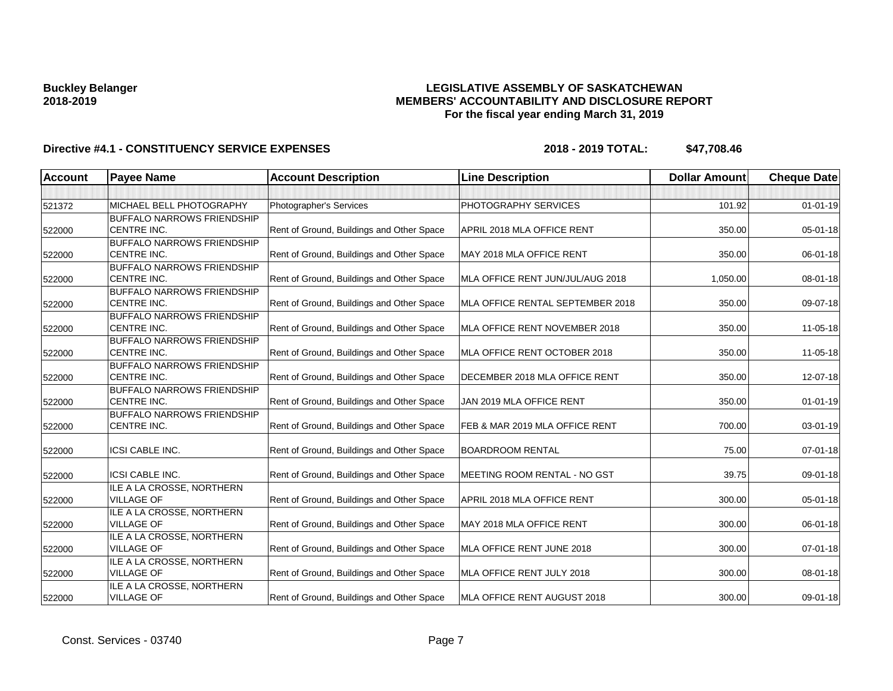**Buckley Belanger**
**2018-2019**

# LEGISLATIVE ASSEMBLY OF SASKATCHEWAN
## MEMBERS' ACCOUNTABILITY AND DISCLOSURE REPORT
### For the fiscal year ending March 31, 2019

**Directive #4.1 - CONSTITUENCY SERVICE EXPENSES** **2018 - 2019 TOTAL: $47,708.46**

| Account | Payee Name | Account Description | Line Description | Dollar Amount | Cheque Date |
|---|---|---|---|---|---|
| | | | | | |
| 521372 | MICHAEL BELL PHOTOGRAPHY | Photographer's Services | PHOTOGRAPHY SERVICES | 101.92 | 01-01-19 |
| 522000 | BUFFALO NARROWS FRIENDSHIP CENTRE INC. | Rent of Ground, Buildings and Other Space | APRIL 2018 MLA OFFICE RENT | 350.00 | 05-01-18 |
| 522000 | BUFFALO NARROWS FRIENDSHIP CENTRE INC. | Rent of Ground, Buildings and Other Space | MAY 2018 MLA OFFICE RENT | 350.00 | 06-01-18 |
| 522000 | BUFFALO NARROWS FRIENDSHIP CENTRE INC. | Rent of Ground, Buildings and Other Space | MLA OFFICE RENT JUN/JUL/AUG 2018 | 1,050.00 | 08-01-18 |
| 522000 | BUFFALO NARROWS FRIENDSHIP CENTRE INC. | Rent of Ground, Buildings and Other Space | MLA OFFICE RENTAL SEPTEMBER 2018 | 350.00 | 09-07-18 |
| 522000 | BUFFALO NARROWS FRIENDSHIP CENTRE INC. | Rent of Ground, Buildings and Other Space | MLA OFFICE RENT NOVEMBER 2018 | 350.00 | 11-05-18 |
| 522000 | BUFFALO NARROWS FRIENDSHIP CENTRE INC. | Rent of Ground, Buildings and Other Space | MLA OFFICE RENT OCTOBER 2018 | 350.00 | 11-05-18 |
| 522000 | BUFFALO NARROWS FRIENDSHIP CENTRE INC. | Rent of Ground, Buildings and Other Space | DECEMBER 2018 MLA OFFICE RENT | 350.00 | 12-07-18 |
| 522000 | BUFFALO NARROWS FRIENDSHIP CENTRE INC. | Rent of Ground, Buildings and Other Space | JAN 2019 MLA OFFICE RENT | 350.00 | 01-01-19 |
| 522000 | BUFFALO NARROWS FRIENDSHIP CENTRE INC. | Rent of Ground, Buildings and Other Space | FEB & MAR 2019 MLA OFFICE RENT | 700.00 | 03-01-19 |
| 522000 | ICSI CABLE INC. | Rent of Ground, Buildings and Other Space | BOARDROOM RENTAL | 75.00 | 07-01-18 |
| 522000 | ICSI CABLE INC. | Rent of Ground, Buildings and Other Space | MEETING ROOM RENTAL - NO GST | 39.75 | 09-01-18 |
| 522000 | ILE A LA CROSSE, NORTHERN VILLAGE OF | Rent of Ground, Buildings and Other Space | APRIL 2018 MLA OFFICE RENT | 300.00 | 05-01-18 |
| 522000 | ILE A LA CROSSE, NORTHERN VILLAGE OF | Rent of Ground, Buildings and Other Space | MAY 2018 MLA OFFICE RENT | 300.00 | 06-01-18 |
| 522000 | ILE A LA CROSSE, NORTHERN VILLAGE OF | Rent of Ground, Buildings and Other Space | MLA OFFICE RENT JUNE 2018 | 300.00 | 07-01-18 |
| 522000 | ILE A LA CROSSE, NORTHERN VILLAGE OF | Rent of Ground, Buildings and Other Space | MLA OFFICE RENT JULY 2018 | 300.00 | 08-01-18 |
| 522000 | ILE A LA CROSSE, NORTHERN VILLAGE OF | Rent of Ground, Buildings and Other Space | MLA OFFICE RENT AUGUST 2018 | 300.00 | 09-01-18 |

Const. Services - 03740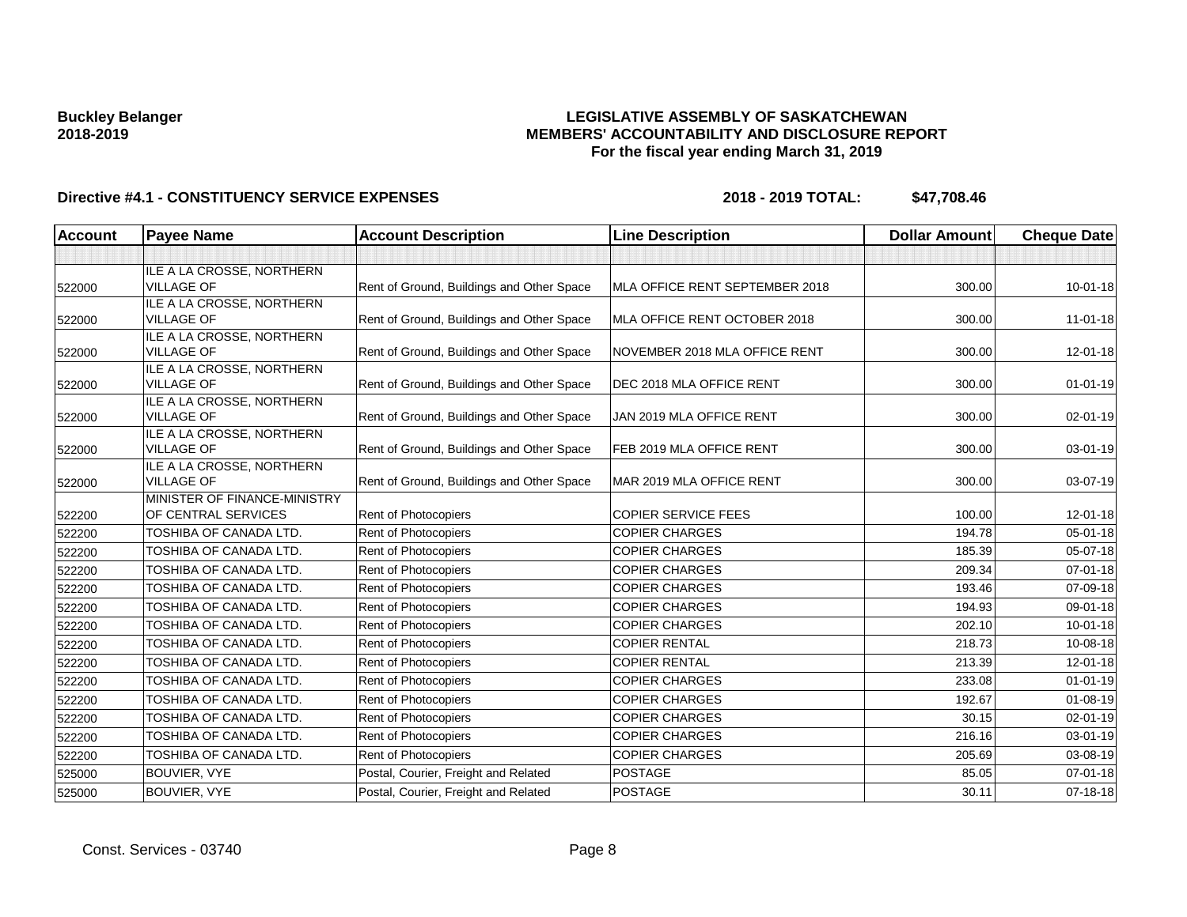**Buckley Belanger**
**2018-2019**

# LEGISLATIVE ASSEMBLY OF SASKATCHEWAN
## MEMBERS' ACCOUNTABILITY AND DISCLOSURE REPORT
### For the fiscal year ending March 31, 2019

**Directive #4.1 - CONSTITUENCY SERVICE EXPENSES** **2018 - 2019 TOTAL: $47,708.46**

| Account | Payee Name | Account Description | Line Description | Dollar Amount | Cheque Date |
|---|---|---|---|---|---|
| | | | | | |
| 522000 | ILE A LA CROSSE, NORTHERN VILLAGE OF | Rent of Ground, Buildings and Other Space | MLA OFFICE RENT SEPTEMBER 2018 | 300.00 | 10-01-18 |
| 522000 | ILE A LA CROSSE, NORTHERN VILLAGE OF | Rent of Ground, Buildings and Other Space | MLA OFFICE RENT OCTOBER 2018 | 300.00 | 11-01-18 |
| 522000 | ILE A LA CROSSE, NORTHERN VILLAGE OF | Rent of Ground, Buildings and Other Space | NOVEMBER 2018 MLA OFFICE RENT | 300.00 | 12-01-18 |
| 522000 | ILE A LA CROSSE, NORTHERN VILLAGE OF | Rent of Ground, Buildings and Other Space | DEC 2018 MLA OFFICE RENT | 300.00 | 01-01-19 |
| 522000 | ILE A LA CROSSE, NORTHERN VILLAGE OF | Rent of Ground, Buildings and Other Space | JAN 2019 MLA OFFICE RENT | 300.00 | 02-01-19 |
| 522000 | ILE A LA CROSSE, NORTHERN VILLAGE OF | Rent of Ground, Buildings and Other Space | FEB 2019 MLA OFFICE RENT | 300.00 | 03-01-19 |
| 522000 | ILE A LA CROSSE, NORTHERN VILLAGE OF | Rent of Ground, Buildings and Other Space | MAR 2019 MLA OFFICE RENT | 300.00 | 03-07-19 |
| 522200 | MINISTER OF FINANCE-MINISTRY OF CENTRAL SERVICES | Rent of Photocopiers | COPIER SERVICE FEES | 100.00 | 12-01-18 |
| 522200 | TOSHIBA OF CANADA LTD. | Rent of Photocopiers | COPIER CHARGES | 194.78 | 05-01-18 |
| 522200 | TOSHIBA OF CANADA LTD. | Rent of Photocopiers | COPIER CHARGES | 185.39 | 05-07-18 |
| 522200 | TOSHIBA OF CANADA LTD. | Rent of Photocopiers | COPIER CHARGES | 209.34 | 07-01-18 |
| 522200 | TOSHIBA OF CANADA LTD. | Rent of Photocopiers | COPIER CHARGES | 193.46 | 07-09-18 |
| 522200 | TOSHIBA OF CANADA LTD. | Rent of Photocopiers | COPIER CHARGES | 194.93 | 09-01-18 |
| 522200 | TOSHIBA OF CANADA LTD. | Rent of Photocopiers | COPIER CHARGES | 202.10 | 10-01-18 |
| 522200 | TOSHIBA OF CANADA LTD. | Rent of Photocopiers | COPIER RENTAL | 218.73 | 10-08-18 |
| 522200 | TOSHIBA OF CANADA LTD. | Rent of Photocopiers | COPIER RENTAL | 213.39 | 12-01-18 |
| 522200 | TOSHIBA OF CANADA LTD. | Rent of Photocopiers | COPIER CHARGES | 233.08 | 01-01-19 |
| 522200 | TOSHIBA OF CANADA LTD. | Rent of Photocopiers | COPIER CHARGES | 192.67 | 01-08-19 |
| 522200 | TOSHIBA OF CANADA LTD. | Rent of Photocopiers | COPIER CHARGES | 30.15 | 02-01-19 |
| 522200 | TOSHIBA OF CANADA LTD. | Rent of Photocopiers | COPIER CHARGES | 216.16 | 03-01-19 |
| 522200 | TOSHIBA OF CANADA LTD. | Rent of Photocopiers | COPIER CHARGES | 205.69 | 03-08-19 |
| 525000 | BOUVIER, VYE | Postal, Courier, Freight and Related | POSTAGE | 85.05 | 07-01-18 |
| 525000 | BOUVIER, VYE | Postal, Courier, Freight and Related | POSTAGE | 30.11 | 07-18-18 |

Const. Services - 03740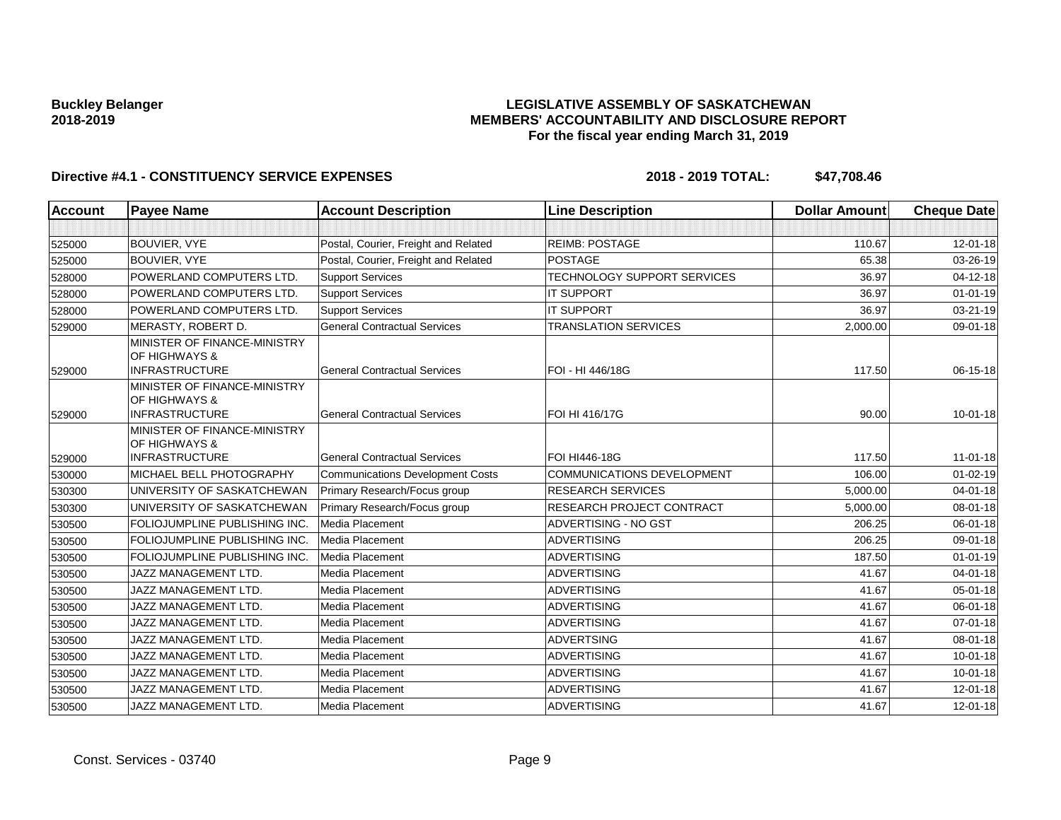**Buckley Belanger**
**2018-2019**

**LEGISLATIVE ASSEMBLY OF SASKATCHEWAN**
**MEMBERS' ACCOUNTABILITY AND DISCLOSURE REPORT**
**For the fiscal year ending March 31, 2019**

**Directive #4.1 - CONSTITUENCY SERVICE EXPENSES** **2018 - 2019 TOTAL: $47,708.46**

| Account | Payee Name | Account Description | Line Description | Dollar Amount | Cheque Date |
|---|---|---|---|---|---|
| | | | | | |
| 525000 | BOUVIER, VYE | Postal, Courier, Freight and Related | REIMB: POSTAGE | 110.67 | 12-01-18 |
| 525000 | BOUVIER, VYE | Postal, Courier, Freight and Related | POSTAGE | 65.38 | 03-26-19 |
| 528000 | POWERLAND COMPUTERS LTD. | Support Services | TECHNOLOGY SUPPORT SERVICES | 36.97 | 04-12-18 |
| 528000 | POWERLAND COMPUTERS LTD. | Support Services | IT SUPPORT | 36.97 | 01-01-19 |
| 528000 | POWERLAND COMPUTERS LTD. | Support Services | IT SUPPORT | 36.97 | 03-21-19 |
| 529000 | MERASTY, ROBERT D. | General Contractual Services | TRANSLATION SERVICES | 2,000.00 | 09-01-18 |
| 529000 | MINISTER OF FINANCE-MINISTRY OF HIGHWAYS & INFRASTRUCTURE | General Contractual Services | FOI - HI 446/18G | 117.50 | 06-15-18 |
| 529000 | MINISTER OF FINANCE-MINISTRY OF HIGHWAYS & INFRASTRUCTURE | General Contractual Services | FOI HI 416/17G | 90.00 | 10-01-18 |
| 529000 | MINISTER OF FINANCE-MINISTRY OF HIGHWAYS & INFRASTRUCTURE | General Contractual Services | FOI HI446-18G | 117.50 | 11-01-18 |
| 530000 | MICHAEL BELL PHOTOGRAPHY | Communications Development Costs | COMMUNICATIONS DEVELOPMENT | 106.00 | 01-02-19 |
| 530300 | UNIVERSITY OF SASKATCHEWAN | Primary Research/Focus group | RESEARCH SERVICES | 5,000.00 | 04-01-18 |
| 530300 | UNIVERSITY OF SASKATCHEWAN | Primary Research/Focus group | RESEARCH PROJECT CONTRACT | 5,000.00 | 08-01-18 |
| 530500 | FOLIOJUMPLINE PUBLISHING INC. | Media Placement | ADVERTISING - NO GST | 206.25 | 06-01-18 |
| 530500 | FOLIOJUMPLINE PUBLISHING INC. | Media Placement | ADVERTISING | 206.25 | 09-01-18 |
| 530500 | FOLIOJUMPLINE PUBLISHING INC. | Media Placement | ADVERTISING | 187.50 | 01-01-19 |
| 530500 | JAZZ MANAGEMENT LTD. | Media Placement | ADVERTISING | 41.67 | 04-01-18 |
| 530500 | JAZZ MANAGEMENT LTD. | Media Placement | ADVERTISING | 41.67 | 05-01-18 |
| 530500 | JAZZ MANAGEMENT LTD. | Media Placement | ADVERTISING | 41.67 | 06-01-18 |
| 530500 | JAZZ MANAGEMENT LTD. | Media Placement | ADVERTISING | 41.67 | 07-01-18 |
| 530500 | JAZZ MANAGEMENT LTD. | Media Placement | ADVERTSING | 41.67 | 08-01-18 |
| 530500 | JAZZ MANAGEMENT LTD. | Media Placement | ADVERTISING | 41.67 | 10-01-18 |
| 530500 | JAZZ MANAGEMENT LTD. | Media Placement | ADVERTISING | 41.67 | 10-01-18 |
| 530500 | JAZZ MANAGEMENT LTD. | Media Placement | ADVERTISING | 41.67 | 12-01-18 |
| 530500 | JAZZ MANAGEMENT LTD. | Media Placement | ADVERTISING | 41.67 | 12-01-18 |

Const. Services - 03740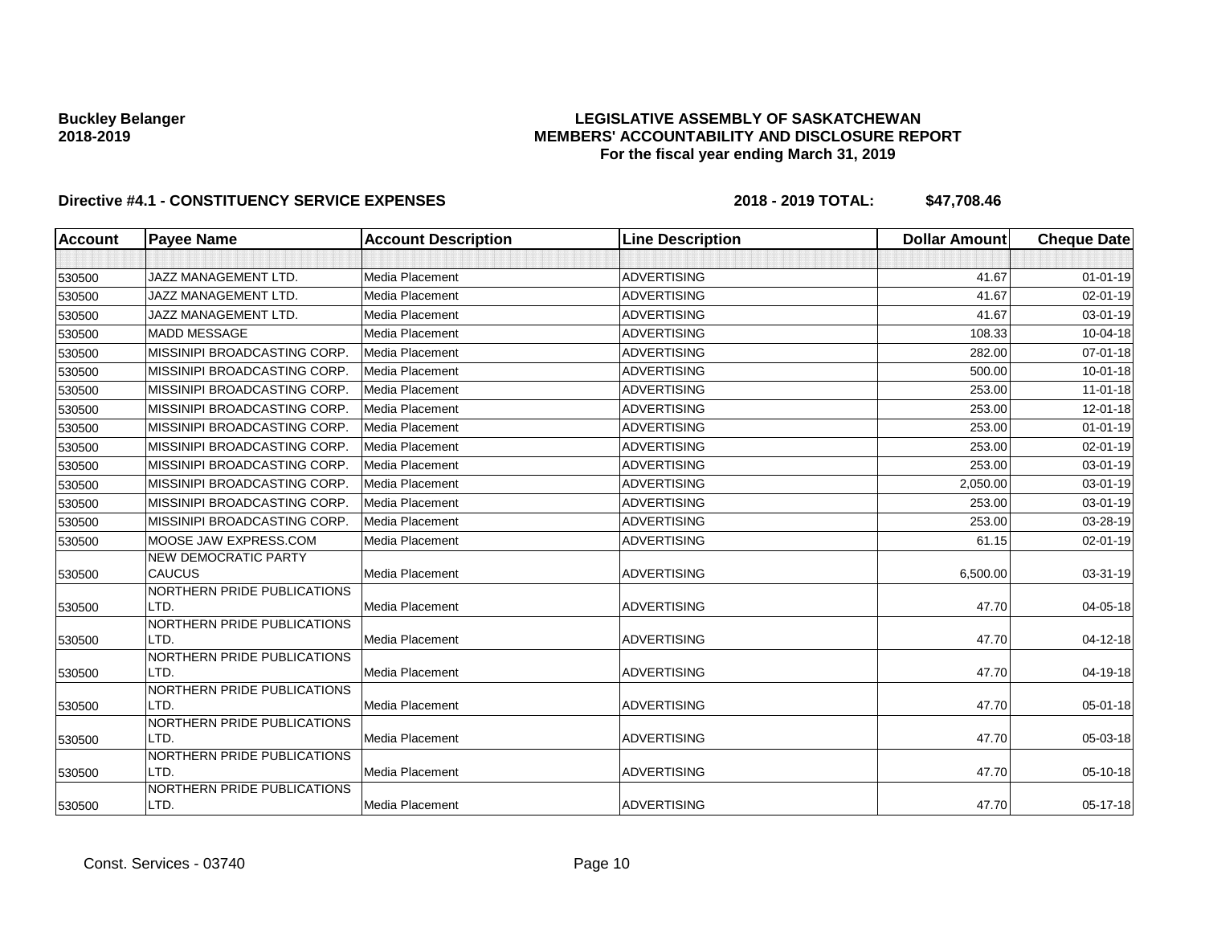**Buckley Belanger**
**2018-2019**

**LEGISLATIVE ASSEMBLY OF SASKATCHEWAN**
**MEMBERS' ACCOUNTABILITY AND DISCLOSURE REPORT**
**For the fiscal year ending March 31, 2019**

**Directive #4.1 - CONSTITUENCY SERVICE EXPENSES** **2018 - 2019 TOTAL: $47,708.46**

| Account | Payee Name | Account Description | Line Description | Dollar Amount | Cheque Date |
|---|---|---|---|---|---|
| | | | | | |
| 530500 | JAZZ MANAGEMENT LTD. | Media Placement | ADVERTISING | 41.67 | 01-01-19 |
| 530500 | JAZZ MANAGEMENT LTD. | Media Placement | ADVERTISING | 41.67 | 02-01-19 |
| 530500 | JAZZ MANAGEMENT LTD. | Media Placement | ADVERTISING | 41.67 | 03-01-19 |
| 530500 | MADD MESSAGE | Media Placement | ADVERTISING | 108.33 | 10-04-18 |
| 530500 | MISSINIPI BROADCASTING CORP. | Media Placement | ADVERTISING | 282.00 | 07-01-18 |
| 530500 | MISSINIPI BROADCASTING CORP. | Media Placement | ADVERTISING | 500.00 | 10-01-18 |
| 530500 | MISSINIPI BROADCASTING CORP. | Media Placement | ADVERTISING | 253.00 | 11-01-18 |
| 530500 | MISSINIPI BROADCASTING CORP. | Media Placement | ADVERTISING | 253.00 | 12-01-18 |
| 530500 | MISSINIPI BROADCASTING CORP. | Media Placement | ADVERTISING | 253.00 | 01-01-19 |
| 530500 | MISSINIPI BROADCASTING CORP. | Media Placement | ADVERTISING | 253.00 | 02-01-19 |
| 530500 | MISSINIPI BROADCASTING CORP. | Media Placement | ADVERTISING | 253.00 | 03-01-19 |
| 530500 | MISSINIPI BROADCASTING CORP. | Media Placement | ADVERTISING | 2,050.00 | 03-01-19 |
| 530500 | MISSINIPI BROADCASTING CORP. | Media Placement | ADVERTISING | 253.00 | 03-01-19 |
| 530500 | MISSINIPI BROADCASTING CORP. | Media Placement | ADVERTISING | 253.00 | 03-28-19 |
| 530500 | MOOSE JAW EXPRESS.COM | Media Placement | ADVERTISING | 61.15 | 02-01-19 |
| 530500 | NEW DEMOCRATIC PARTY CAUCUS | Media Placement | ADVERTISING | 6,500.00 | 03-31-19 |
| 530500 | NORTHERN PRIDE PUBLICATIONS LTD. | Media Placement | ADVERTISING | 47.70 | 04-05-18 |
| 530500 | NORTHERN PRIDE PUBLICATIONS LTD. | Media Placement | ADVERTISING | 47.70 | 04-12-18 |
| 530500 | NORTHERN PRIDE PUBLICATIONS LTD. | Media Placement | ADVERTISING | 47.70 | 04-19-18 |
| 530500 | NORTHERN PRIDE PUBLICATIONS LTD. | Media Placement | ADVERTISING | 47.70 | 05-01-18 |
| 530500 | NORTHERN PRIDE PUBLICATIONS LTD. | Media Placement | ADVERTISING | 47.70 | 05-03-18 |
| 530500 | NORTHERN PRIDE PUBLICATIONS LTD. | Media Placement | ADVERTISING | 47.70 | 05-10-18 |
| 530500 | NORTHERN PRIDE PUBLICATIONS LTD. | Media Placement | ADVERTISING | 47.70 | 05-17-18 |

Const. Services - 03740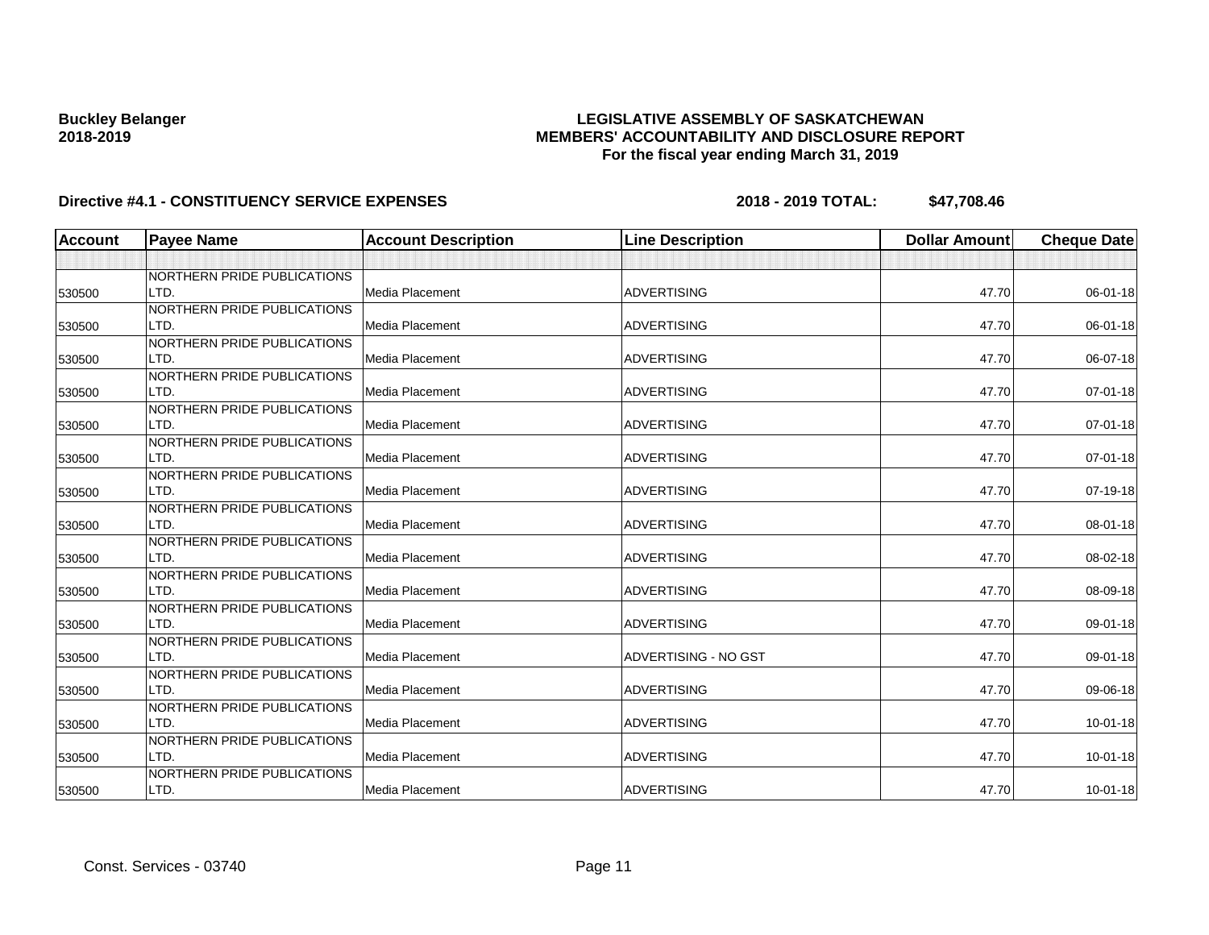**Buckley Belanger**
**2018-2019**

**LEGISLATIVE ASSEMBLY OF SASKATCHEWAN**
**MEMBERS' ACCOUNTABILITY AND DISCLOSURE REPORT**
**For the fiscal year ending March 31, 2019**

**Directive #4.1 - CONSTITUENCY SERVICE EXPENSES** **2018 - 2019 TOTAL: $47,708.46**

| Account | Payee Name | Account Description | Line Description | Dollar Amount | Cheque Date |
|---|---|---|---|---|---|
| | | | | | |
| 530500 | NORTHERN PRIDE PUBLICATIONS LTD. | Media Placement | ADVERTISING | 47.70 | 06-01-18 |
| 530500 | NORTHERN PRIDE PUBLICATIONS LTD. | Media Placement | ADVERTISING | 47.70 | 06-01-18 |
| 530500 | NORTHERN PRIDE PUBLICATIONS LTD. | Media Placement | ADVERTISING | 47.70 | 06-07-18 |
| 530500 | NORTHERN PRIDE PUBLICATIONS LTD. | Media Placement | ADVERTISING | 47.70 | 07-01-18 |
| 530500 | NORTHERN PRIDE PUBLICATIONS LTD. | Media Placement | ADVERTISING | 47.70 | 07-01-18 |
| 530500 | NORTHERN PRIDE PUBLICATIONS LTD. | Media Placement | ADVERTISING | 47.70 | 07-01-18 |
| 530500 | NORTHERN PRIDE PUBLICATIONS LTD. | Media Placement | ADVERTISING | 47.70 | 07-19-18 |
| 530500 | NORTHERN PRIDE PUBLICATIONS LTD. | Media Placement | ADVERTISING | 47.70 | 08-01-18 |
| 530500 | NORTHERN PRIDE PUBLICATIONS LTD. | Media Placement | ADVERTISING | 47.70 | 08-02-18 |
| 530500 | NORTHERN PRIDE PUBLICATIONS LTD. | Media Placement | ADVERTISING | 47.70 | 08-09-18 |
| 530500 | NORTHERN PRIDE PUBLICATIONS LTD. | Media Placement | ADVERTISING | 47.70 | 09-01-18 |
| 530500 | NORTHERN PRIDE PUBLICATIONS LTD. | Media Placement | ADVERTISING - NO GST | 47.70 | 09-01-18 |
| 530500 | NORTHERN PRIDE PUBLICATIONS LTD. | Media Placement | ADVERTISING | 47.70 | 09-06-18 |
| 530500 | NORTHERN PRIDE PUBLICATIONS LTD. | Media Placement | ADVERTISING | 47.70 | 10-01-18 |
| 530500 | NORTHERN PRIDE PUBLICATIONS LTD. | Media Placement | ADVERTISING | 47.70 | 10-01-18 |
| 530500 | NORTHERN PRIDE PUBLICATIONS LTD. | Media Placement | ADVERTISING | 47.70 | 10-01-18 |

Const. Services - 03740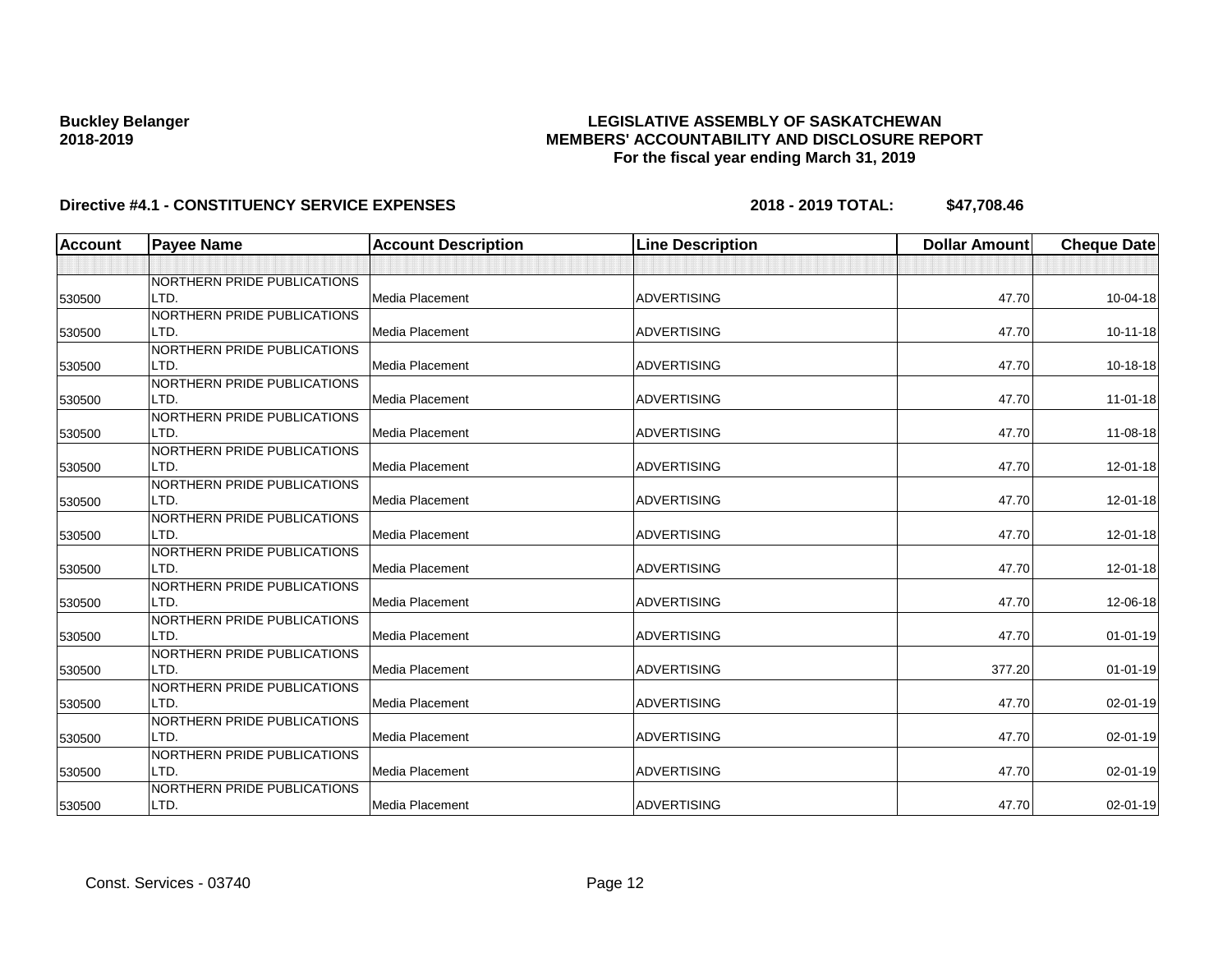**Buckley Belanger**
**2018-2019**

**LEGISLATIVE ASSEMBLY OF SASKATCHEWAN**
**MEMBERS' ACCOUNTABILITY AND DISCLOSURE REPORT**
**For the fiscal year ending March 31, 2019**

**Directive #4.1 - CONSTITUENCY SERVICE EXPENSES** **2018 - 2019 TOTAL: $47,708.46**

| Account | Payee Name | Account Description | Line Description | Dollar Amount | Cheque Date |
|---|---|---|---|---|---|
| | | | | | |
| 530500 | NORTHERN PRIDE PUBLICATIONS LTD. | Media Placement | ADVERTISING | 47.70 | 10-04-18 |
| 530500 | NORTHERN PRIDE PUBLICATIONS LTD. | Media Placement | ADVERTISING | 47.70 | 10-11-18 |
| 530500 | NORTHERN PRIDE PUBLICATIONS LTD. | Media Placement | ADVERTISING | 47.70 | 10-18-18 |
| 530500 | NORTHERN PRIDE PUBLICATIONS LTD. | Media Placement | ADVERTISING | 47.70 | 11-01-18 |
| 530500 | NORTHERN PRIDE PUBLICATIONS LTD. | Media Placement | ADVERTISING | 47.70 | 11-08-18 |
| 530500 | NORTHERN PRIDE PUBLICATIONS LTD. | Media Placement | ADVERTISING | 47.70 | 12-01-18 |
| 530500 | NORTHERN PRIDE PUBLICATIONS LTD. | Media Placement | ADVERTISING | 47.70 | 12-01-18 |
| 530500 | NORTHERN PRIDE PUBLICATIONS LTD. | Media Placement | ADVERTISING | 47.70 | 12-01-18 |
| 530500 | NORTHERN PRIDE PUBLICATIONS LTD. | Media Placement | ADVERTISING | 47.70 | 12-01-18 |
| 530500 | NORTHERN PRIDE PUBLICATIONS LTD. | Media Placement | ADVERTISING | 47.70 | 12-06-18 |
| 530500 | NORTHERN PRIDE PUBLICATIONS LTD. | Media Placement | ADVERTISING | 47.70 | 01-01-19 |
| 530500 | NORTHERN PRIDE PUBLICATIONS LTD. | Media Placement | ADVERTISING | 377.20 | 01-01-19 |
| 530500 | NORTHERN PRIDE PUBLICATIONS LTD. | Media Placement | ADVERTISING | 47.70 | 02-01-19 |
| 530500 | NORTHERN PRIDE PUBLICATIONS LTD. | Media Placement | ADVERTISING | 47.70 | 02-01-19 |
| 530500 | NORTHERN PRIDE PUBLICATIONS LTD. | Media Placement | ADVERTISING | 47.70 | 02-01-19 |
| 530500 | NORTHERN PRIDE PUBLICATIONS LTD. | Media Placement | ADVERTISING | 47.70 | 02-01-19 |

Const. Services - 03740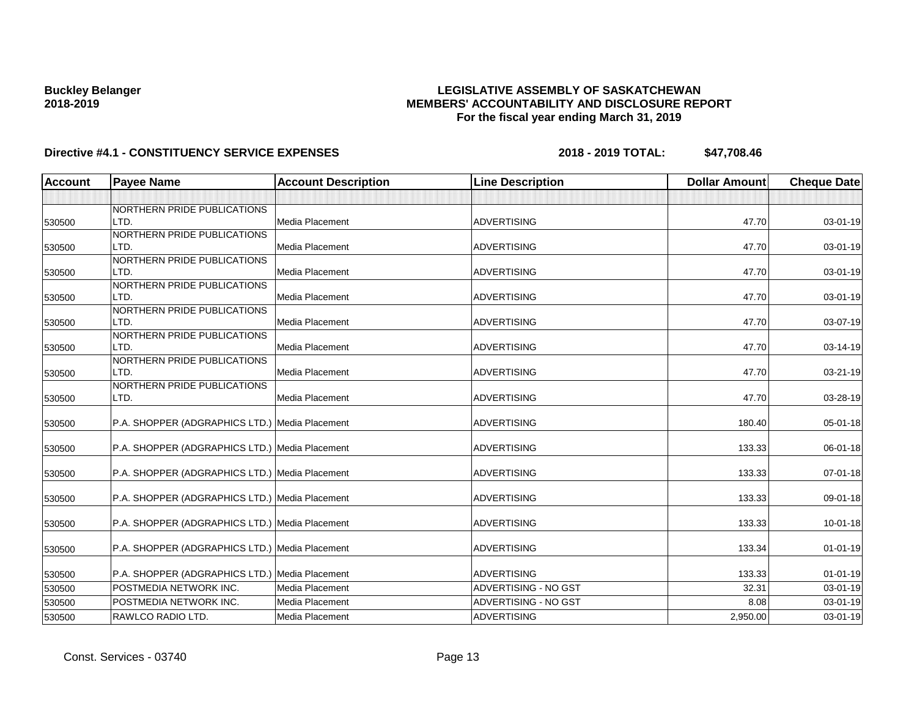**Buckley Belanger**
**2018-2019**

**LEGISLATIVE ASSEMBLY OF SASKATCHEWAN**
**MEMBERS' ACCOUNTABILITY AND DISCLOSURE REPORT**
**For the fiscal year ending March 31, 2019**

**Directive #4.1 - CONSTITUENCY SERVICE EXPENSES** **2018 - 2019 TOTAL: $47,708.46**

| Account | Payee Name | Account Description | Line Description | Dollar Amount | Cheque Date |
|---|---|---|---|---|---|
| | | | | | |
| 530500 | NORTHERN PRIDE PUBLICATIONS LTD. | Media Placement | ADVERTISING | 47.70 | 03-01-19 |
| 530500 | NORTHERN PRIDE PUBLICATIONS LTD. | Media Placement | ADVERTISING | 47.70 | 03-01-19 |
| 530500 | NORTHERN PRIDE PUBLICATIONS LTD. | Media Placement | ADVERTISING | 47.70 | 03-01-19 |
| 530500 | NORTHERN PRIDE PUBLICATIONS LTD. | Media Placement | ADVERTISING | 47.70 | 03-01-19 |
| 530500 | NORTHERN PRIDE PUBLICATIONS LTD. | Media Placement | ADVERTISING | 47.70 | 03-07-19 |
| 530500 | NORTHERN PRIDE PUBLICATIONS LTD. | Media Placement | ADVERTISING | 47.70 | 03-14-19 |
| 530500 | NORTHERN PRIDE PUBLICATIONS LTD. | Media Placement | ADVERTISING | 47.70 | 03-21-19 |
| 530500 | NORTHERN PRIDE PUBLICATIONS LTD. | Media Placement | ADVERTISING | 47.70 | 03-28-19 |
| 530500 | P.A. SHOPPER (ADGRAPHICS LTD.) | Media Placement | ADVERTISING | 180.40 | 05-01-18 |
| 530500 | P.A. SHOPPER (ADGRAPHICS LTD.) | Media Placement | ADVERTISING | 133.33 | 06-01-18 |
| 530500 | P.A. SHOPPER (ADGRAPHICS LTD.) | Media Placement | ADVERTISING | 133.33 | 07-01-18 |
| 530500 | P.A. SHOPPER (ADGRAPHICS LTD.) | Media Placement | ADVERTISING | 133.33 | 09-01-18 |
| 530500 | P.A. SHOPPER (ADGRAPHICS LTD.) | Media Placement | ADVERTISING | 133.33 | 10-01-18 |
| 530500 | P.A. SHOPPER (ADGRAPHICS LTD.) | Media Placement | ADVERTISING | 133.34 | 01-01-19 |
| 530500 | P.A. SHOPPER (ADGRAPHICS LTD.) | Media Placement | ADVERTISING | 133.33 | 01-01-19 |
| 530500 | POSTMEDIA NETWORK INC. | Media Placement | ADVERTISING - NO GST | 32.31 | 03-01-19 |
| 530500 | POSTMEDIA NETWORK INC. | Media Placement | ADVERTISING - NO GST | 8.08 | 03-01-19 |
| 530500 | RAWLCO RADIO LTD. | Media Placement | ADVERTISING | 2,950.00 | 03-01-19 |

Const. Services - 03740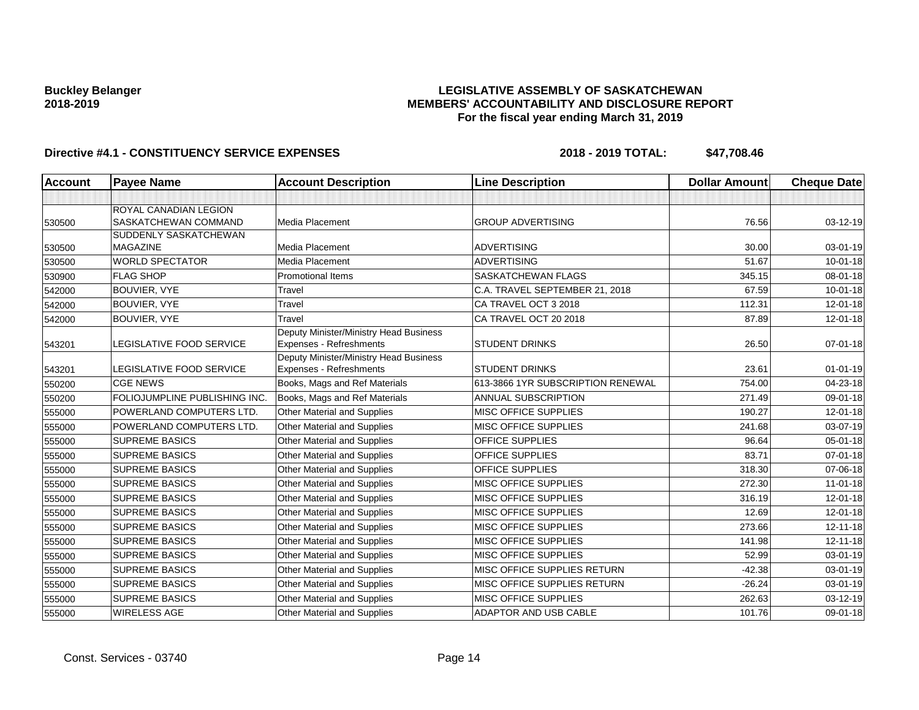**Buckley Belanger**
**2018-2019**

# LEGISLATIVE ASSEMBLY OF SASKATCHEWAN
## MEMBERS' ACCOUNTABILITY AND DISCLOSURE REPORT
### For the fiscal year ending March 31, 2019

**Directive #4.1 - CONSTITUENCY SERVICE EXPENSES** **2018 - 2019 TOTAL: $47,708.46**

| Account | Payee Name | Account Description | Line Description | Dollar Amount | Cheque Date |
|---|---|---|---|---|---|
| | | | | | |
| 530500 | ROYAL CANADIAN LEGION SASKATCHEWAN COMMAND | Media Placement | GROUP ADVERTISING | 76.56 | 03-12-19 |
| 530500 | SUDDENLY SASKATCHEWAN MAGAZINE | Media Placement | ADVERTISING | 30.00 | 03-01-19 |
| 530500 | WORLD SPECTATOR | Media Placement | ADVERTISING | 51.67 | 10-01-18 |
| 530900 | FLAG SHOP | Promotional Items | SASKATCHEWAN FLAGS | 345.15 | 08-01-18 |
| 542000 | BOUVIER, VYE | Travel | C.A. TRAVEL SEPTEMBER 21, 2018 | 67.59 | 10-01-18 |
| 542000 | BOUVIER, VYE | Travel | CA TRAVEL OCT 3 2018 | 112.31 | 12-01-18 |
| 542000 | BOUVIER, VYE | Travel | CA TRAVEL OCT 20 2018 | 87.89 | 12-01-18 |
| 543201 | LEGISLATIVE FOOD SERVICE | Deputy Minister/Ministry Head Business Expenses - Refreshments | STUDENT DRINKS | 26.50 | 07-01-18 |
| 543201 | LEGISLATIVE FOOD SERVICE | Deputy Minister/Ministry Head Business Expenses - Refreshments | STUDENT DRINKS | 23.61 | 01-01-19 |
| 550200 | CGE NEWS | Books, Mags and Ref Materials | 613-3866 1YR SUBSCRIPTION RENEWAL | 754.00 | 04-23-18 |
| 550200 | FOLIOJUMPLINE PUBLISHING INC. | Books, Mags and Ref Materials | ANNUAL SUBSCRIPTION | 271.49 | 09-01-18 |
| 555000 | POWERLAND COMPUTERS LTD. | Other Material and Supplies | MISC OFFICE SUPPLIES | 190.27 | 12-01-18 |
| 555000 | POWERLAND COMPUTERS LTD. | Other Material and Supplies | MISC OFFICE SUPPLIES | 241.68 | 03-07-19 |
| 555000 | SUPREME BASICS | Other Material and Supplies | OFFICE SUPPLIES | 96.64 | 05-01-18 |
| 555000 | SUPREME BASICS | Other Material and Supplies | OFFICE SUPPLIES | 83.71 | 07-01-18 |
| 555000 | SUPREME BASICS | Other Material and Supplies | OFFICE SUPPLIES | 318.30 | 07-06-18 |
| 555000 | SUPREME BASICS | Other Material and Supplies | MISC OFFICE SUPPLIES | 272.30 | 11-01-18 |
| 555000 | SUPREME BASICS | Other Material and Supplies | MISC OFFICE SUPPLIES | 316.19 | 12-01-18 |
| 555000 | SUPREME BASICS | Other Material and Supplies | MISC OFFICE SUPPLIES | 12.69 | 12-01-18 |
| 555000 | SUPREME BASICS | Other Material and Supplies | MISC OFFICE SUPPLIES | 273.66 | 12-11-18 |
| 555000 | SUPREME BASICS | Other Material and Supplies | MISC OFFICE SUPPLIES | 141.98 | 12-11-18 |
| 555000 | SUPREME BASICS | Other Material and Supplies | MISC OFFICE SUPPLIES | 52.99 | 03-01-19 |
| 555000 | SUPREME BASICS | Other Material and Supplies | MISC OFFICE SUPPLIES RETURN | -42.38 | 03-01-19 |
| 555000 | SUPREME BASICS | Other Material and Supplies | MISC OFFICE SUPPLIES RETURN | -26.24 | 03-01-19 |
| 555000 | SUPREME BASICS | Other Material and Supplies | MISC OFFICE SUPPLIES | 262.63 | 03-12-19 |
| 555000 | WIRELESS AGE | Other Material and Supplies | ADAPTOR AND USB CABLE | 101.76 | 09-01-18 |

Const. Services - 03740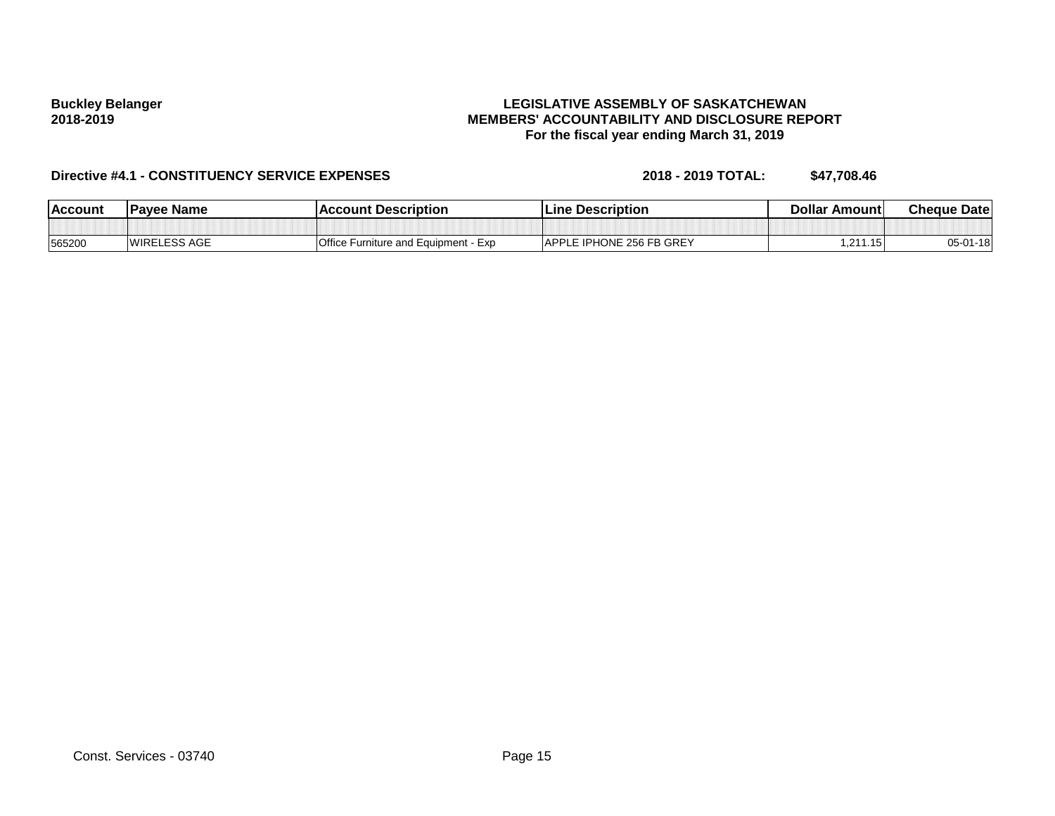**Buckley Belanger**
**2018-2019**

**LEGISLATIVE ASSEMBLY OF SASKATCHEWAN**
**MEMBERS' ACCOUNTABILITY AND DISCLOSURE REPORT**
**For the fiscal year ending March 31, 2019**

**Directive #4.1 - CONSTITUENCY SERVICE EXPENSES** **2018 - 2019 TOTAL: $47,708.46**

| Account | Payee Name | Account Description | Line Description | Dollar Amount | Cheque Date |
|---|---|---|---|---|---|
| | | | | | |
| 565200 | WIRELESS AGE | Office Furniture and Equipment - Exp | APPLE IPHONE 256 FB GREY | 1,211.15 | 05-01-18 |

Const. Services - 03740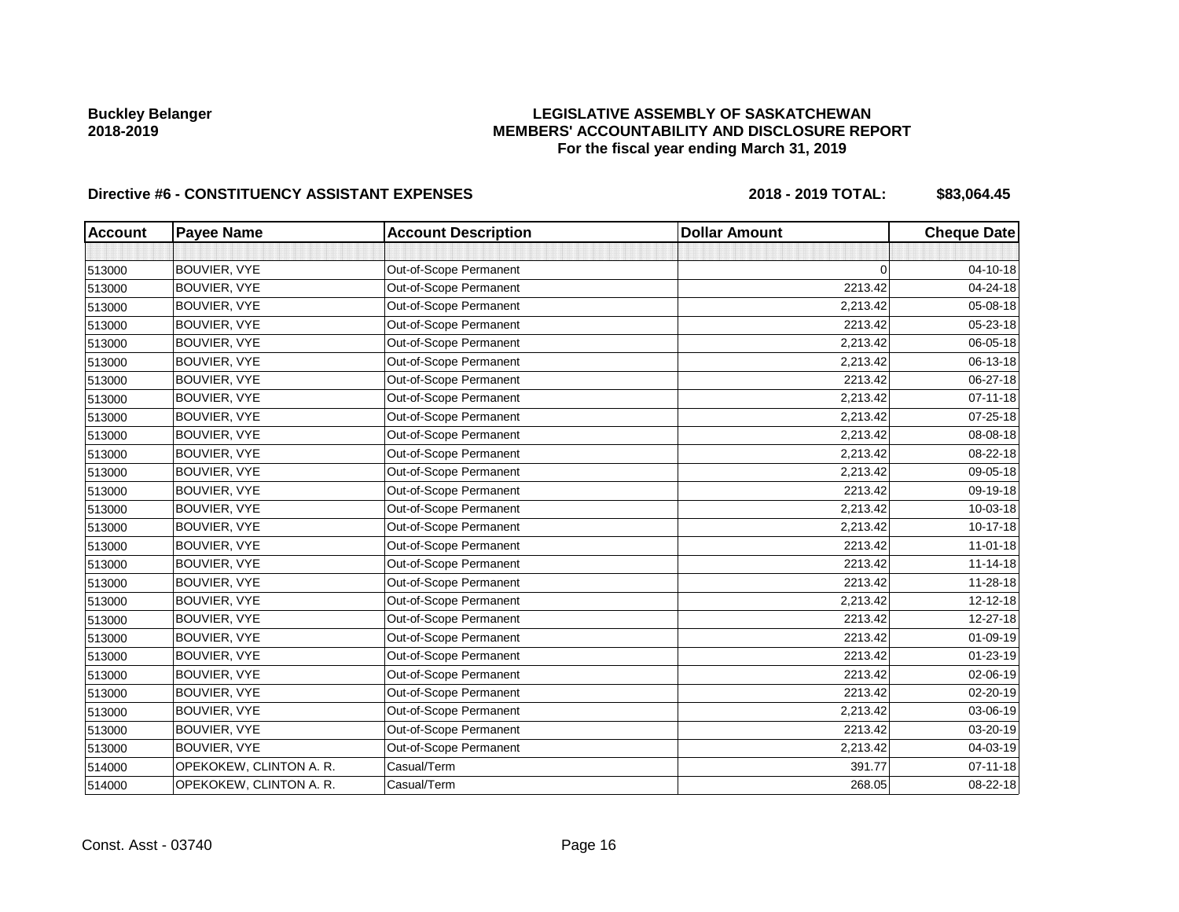**Buckley Belanger**
**2018-2019**

**LEGISLATIVE ASSEMBLY OF SASKATCHEWAN**
**MEMBERS' ACCOUNTABILITY AND DISCLOSURE REPORT**
**For the fiscal year ending March 31, 2019**

**Directive #6 - CONSTITUENCY ASSISTANT EXPENSES** **2018 - 2019 TOTAL: $83,064.45**

| Account | Payee Name | Account Description | Dollar Amount | Cheque Date |
|---|---|---|---|---|
| | | | | |
| 513000 | BOUVIER, VYE | Out-of-Scope Permanent | 0 | 04-10-18 |
| 513000 | BOUVIER, VYE | Out-of-Scope Permanent | 2213.42 | 04-24-18 |
| 513000 | BOUVIER, VYE | Out-of-Scope Permanent | 2,213.42 | 05-08-18 |
| 513000 | BOUVIER, VYE | Out-of-Scope Permanent | 2213.42 | 05-23-18 |
| 513000 | BOUVIER, VYE | Out-of-Scope Permanent | 2,213.42 | 06-05-18 |
| 513000 | BOUVIER, VYE | Out-of-Scope Permanent | 2,213.42 | 06-13-18 |
| 513000 | BOUVIER, VYE | Out-of-Scope Permanent | 2213.42 | 06-27-18 |
| 513000 | BOUVIER, VYE | Out-of-Scope Permanent | 2,213.42 | 07-11-18 |
| 513000 | BOUVIER, VYE | Out-of-Scope Permanent | 2,213.42 | 07-25-18 |
| 513000 | BOUVIER, VYE | Out-of-Scope Permanent | 2,213.42 | 08-08-18 |
| 513000 | BOUVIER, VYE | Out-of-Scope Permanent | 2,213.42 | 08-22-18 |
| 513000 | BOUVIER, VYE | Out-of-Scope Permanent | 2,213.42 | 09-05-18 |
| 513000 | BOUVIER, VYE | Out-of-Scope Permanent | 2213.42 | 09-19-18 |
| 513000 | BOUVIER, VYE | Out-of-Scope Permanent | 2,213.42 | 10-03-18 |
| 513000 | BOUVIER, VYE | Out-of-Scope Permanent | 2,213.42 | 10-17-18 |
| 513000 | BOUVIER, VYE | Out-of-Scope Permanent | 2213.42 | 11-01-18 |
| 513000 | BOUVIER, VYE | Out-of-Scope Permanent | 2213.42 | 11-14-18 |
| 513000 | BOUVIER, VYE | Out-of-Scope Permanent | 2213.42 | 11-28-18 |
| 513000 | BOUVIER, VYE | Out-of-Scope Permanent | 2,213.42 | 12-12-18 |
| 513000 | BOUVIER, VYE | Out-of-Scope Permanent | 2213.42 | 12-27-18 |
| 513000 | BOUVIER, VYE | Out-of-Scope Permanent | 2213.42 | 01-09-19 |
| 513000 | BOUVIER, VYE | Out-of-Scope Permanent | 2213.42 | 01-23-19 |
| 513000 | BOUVIER, VYE | Out-of-Scope Permanent | 2213.42 | 02-06-19 |
| 513000 | BOUVIER, VYE | Out-of-Scope Permanent | 2213.42 | 02-20-19 |
| 513000 | BOUVIER, VYE | Out-of-Scope Permanent | 2,213.42 | 03-06-19 |
| 513000 | BOUVIER, VYE | Out-of-Scope Permanent | 2213.42 | 03-20-19 |
| 513000 | BOUVIER, VYE | Out-of-Scope Permanent | 2,213.42 | 04-03-19 |
| 514000 | OPEKOKEW, CLINTON A. R. | Casual/Term | 391.77 | 07-11-18 |
| 514000 | OPEKOKEW, CLINTON A. R. | Casual/Term | 268.05 | 08-22-18 |

Const. Asst - 03740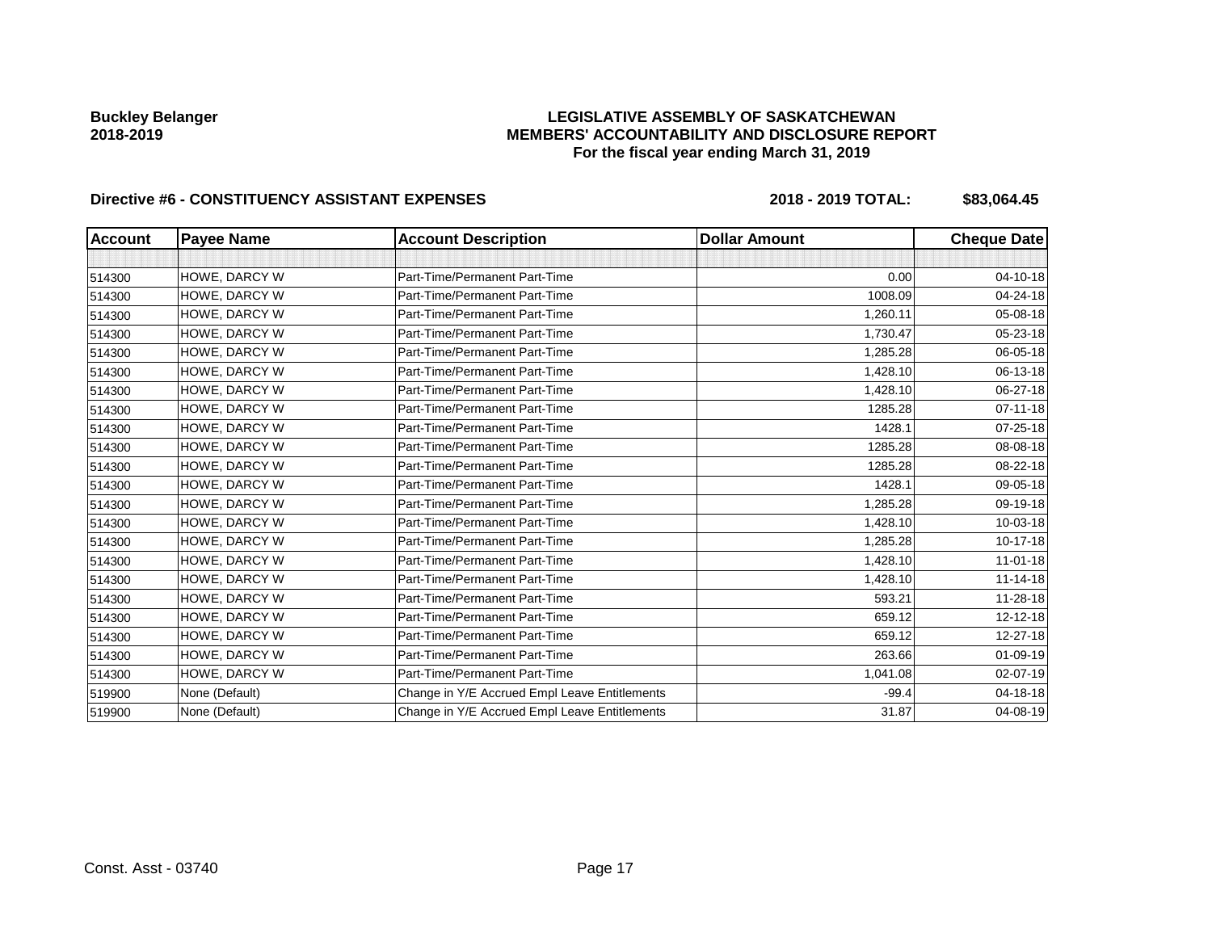**Buckley Belanger**
**2018-2019**

**LEGISLATIVE ASSEMBLY OF SASKATCHEWAN**
**MEMBERS' ACCOUNTABILITY AND DISCLOSURE REPORT**
**For the fiscal year ending March 31, 2019**

**Directive #6 - CONSTITUENCY ASSISTANT EXPENSES** **2018 - 2019 TOTAL: $83,064.45**

| Account | Payee Name | Account Description | Dollar Amount | Cheque Date |
|---|---|---|---|---|
| | | | | |
| 514300 | HOWE, DARCY W | Part-Time/Permanent Part-Time | 0.00 | 04-10-18 |
| 514300 | HOWE, DARCY W | Part-Time/Permanent Part-Time | 1008.09 | 04-24-18 |
| 514300 | HOWE, DARCY W | Part-Time/Permanent Part-Time | 1,260.11 | 05-08-18 |
| 514300 | HOWE, DARCY W | Part-Time/Permanent Part-Time | 1,730.47 | 05-23-18 |
| 514300 | HOWE, DARCY W | Part-Time/Permanent Part-Time | 1,285.28 | 06-05-18 |
| 514300 | HOWE, DARCY W | Part-Time/Permanent Part-Time | 1,428.10 | 06-13-18 |
| 514300 | HOWE, DARCY W | Part-Time/Permanent Part-Time | 1,428.10 | 06-27-18 |
| 514300 | HOWE, DARCY W | Part-Time/Permanent Part-Time | 1285.28 | 07-11-18 |
| 514300 | HOWE, DARCY W | Part-Time/Permanent Part-Time | 1428.1 | 07-25-18 |
| 514300 | HOWE, DARCY W | Part-Time/Permanent Part-Time | 1285.28 | 08-08-18 |
| 514300 | HOWE, DARCY W | Part-Time/Permanent Part-Time | 1285.28 | 08-22-18 |
| 514300 | HOWE, DARCY W | Part-Time/Permanent Part-Time | 1428.1 | 09-05-18 |
| 514300 | HOWE, DARCY W | Part-Time/Permanent Part-Time | 1,285.28 | 09-19-18 |
| 514300 | HOWE, DARCY W | Part-Time/Permanent Part-Time | 1,428.10 | 10-03-18 |
| 514300 | HOWE, DARCY W | Part-Time/Permanent Part-Time | 1,285.28 | 10-17-18 |
| 514300 | HOWE, DARCY W | Part-Time/Permanent Part-Time | 1,428.10 | 11-01-18 |
| 514300 | HOWE, DARCY W | Part-Time/Permanent Part-Time | 1,428.10 | 11-14-18 |
| 514300 | HOWE, DARCY W | Part-Time/Permanent Part-Time | 593.21 | 11-28-18 |
| 514300 | HOWE, DARCY W | Part-Time/Permanent Part-Time | 659.12 | 12-12-18 |
| 514300 | HOWE, DARCY W | Part-Time/Permanent Part-Time | 659.12 | 12-27-18 |
| 514300 | HOWE, DARCY W | Part-Time/Permanent Part-Time | 263.66 | 01-09-19 |
| 514300 | HOWE, DARCY W | Part-Time/Permanent Part-Time | 1,041.08 | 02-07-19 |
| 519900 | None (Default) | Change in Y/E Accrued Empl Leave Entitlements | -99.4 | 04-18-18 |
| 519900 | None (Default) | Change in Y/E Accrued Empl Leave Entitlements | 31.87 | 04-08-19 |

Const. Asst - 03740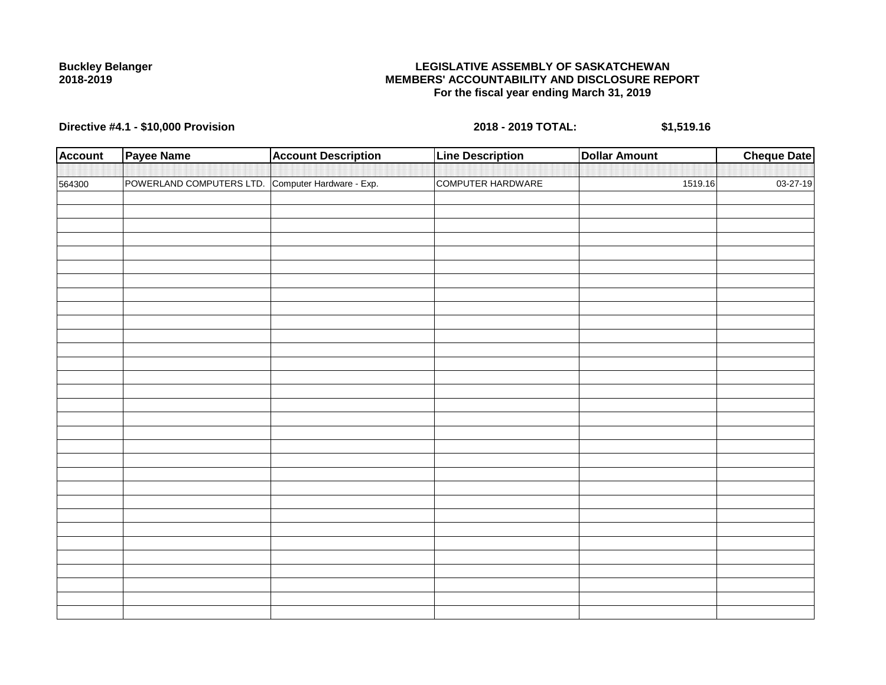**Buckley Belanger**
**2018-2019**

**LEGISLATIVE ASSEMBLY OF SASKATCHEWAN**
**MEMBERS' ACCOUNTABILITY AND DISCLOSURE REPORT**
**For the fiscal year ending March 31, 2019**

**Directive #4.1 - $10,000 Provision** **2018 - 2019 TOTAL:** **$1,519.16**

| Account | Payee Name | Account Description | Line Description | Dollar Amount | Cheque Date |
|---|---|---|---|---|---|
| 564300 | POWERLAND COMPUTERS LTD. | Computer Hardware - Exp. | COMPUTER HARDWARE | 1519.16 | 03-27-19 |